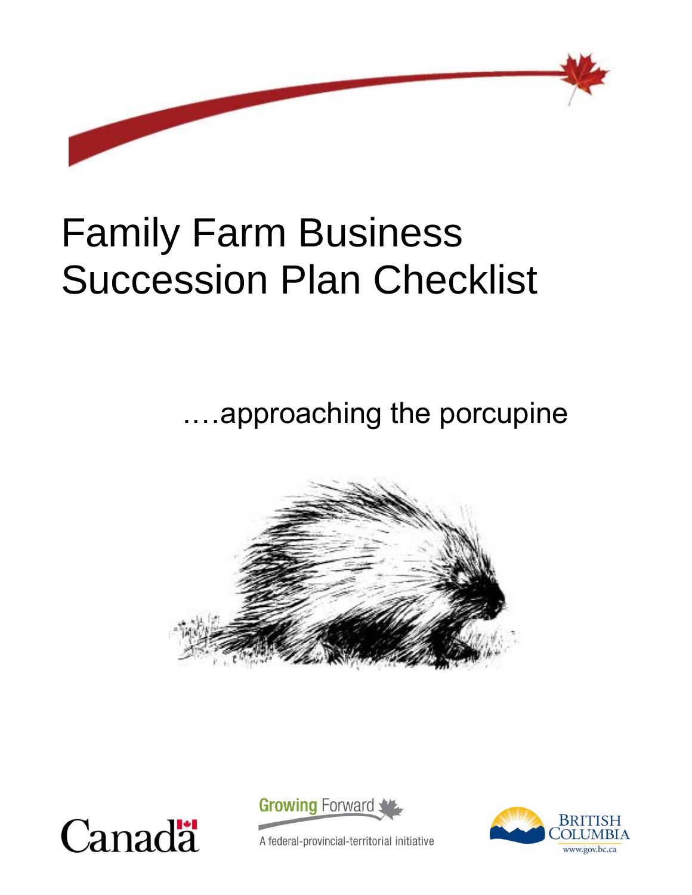# Family Farm Business Succession Plan Checklist

….approaching the porcupine

Canada

Growing Forward

A federal-provincial-territorial initiative

British Columbia

www.gov.bc.ca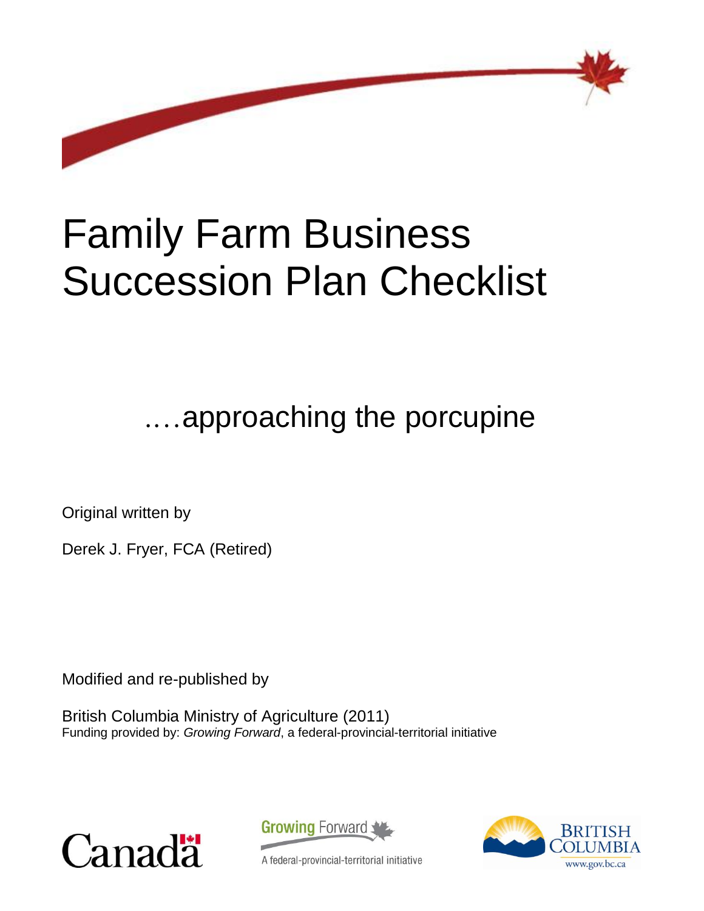# Family Farm Business Succession Plan Checklist

## ....approaching the porcupine

Original written by

Derek J. Fryer, FCA (Retired)

Modified and re-published by

British Columbia Ministry of Agriculture (2011)
Funding provided by: *Growing Forward*, a federal-provincial-territorial initiative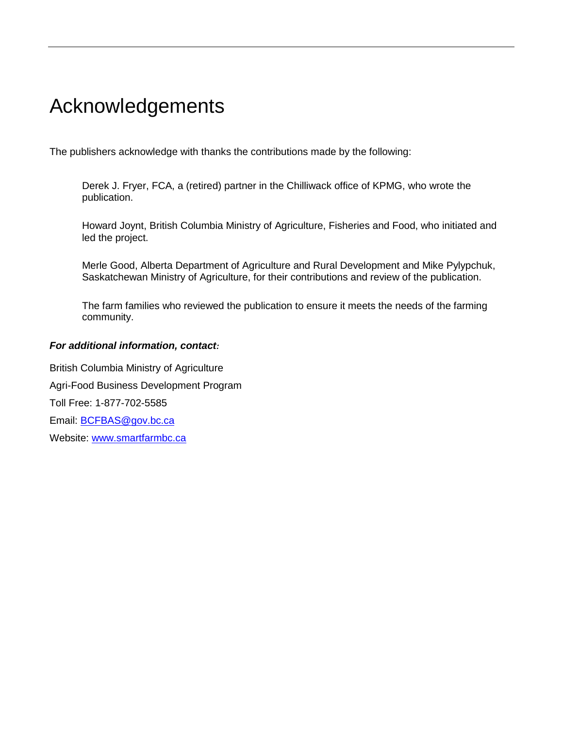# Acknowledgements

The publishers acknowledge with thanks the contributions made by the following:

Derek J. Fryer, FCA, a (retired) partner in the Chilliwack office of KPMG, who wrote the publication.

Howard Joynt, British Columbia Ministry of Agriculture, Fisheries and Food, who initiated and led the project.

Merle Good, Alberta Department of Agriculture and Rural Development and Mike Pylypchuk, Saskatchewan Ministry of Agriculture, for their contributions and review of the publication.

The farm families who reviewed the publication to ensure it meets the needs of the farming community.

***For additional information, contact:***

British Columbia Ministry of Agriculture

Agri-Food Business Development Program

Toll Free: 1-877-702-5585

Email: BCFBAS@gov.bc.ca

Website: www.smartfarmbc.ca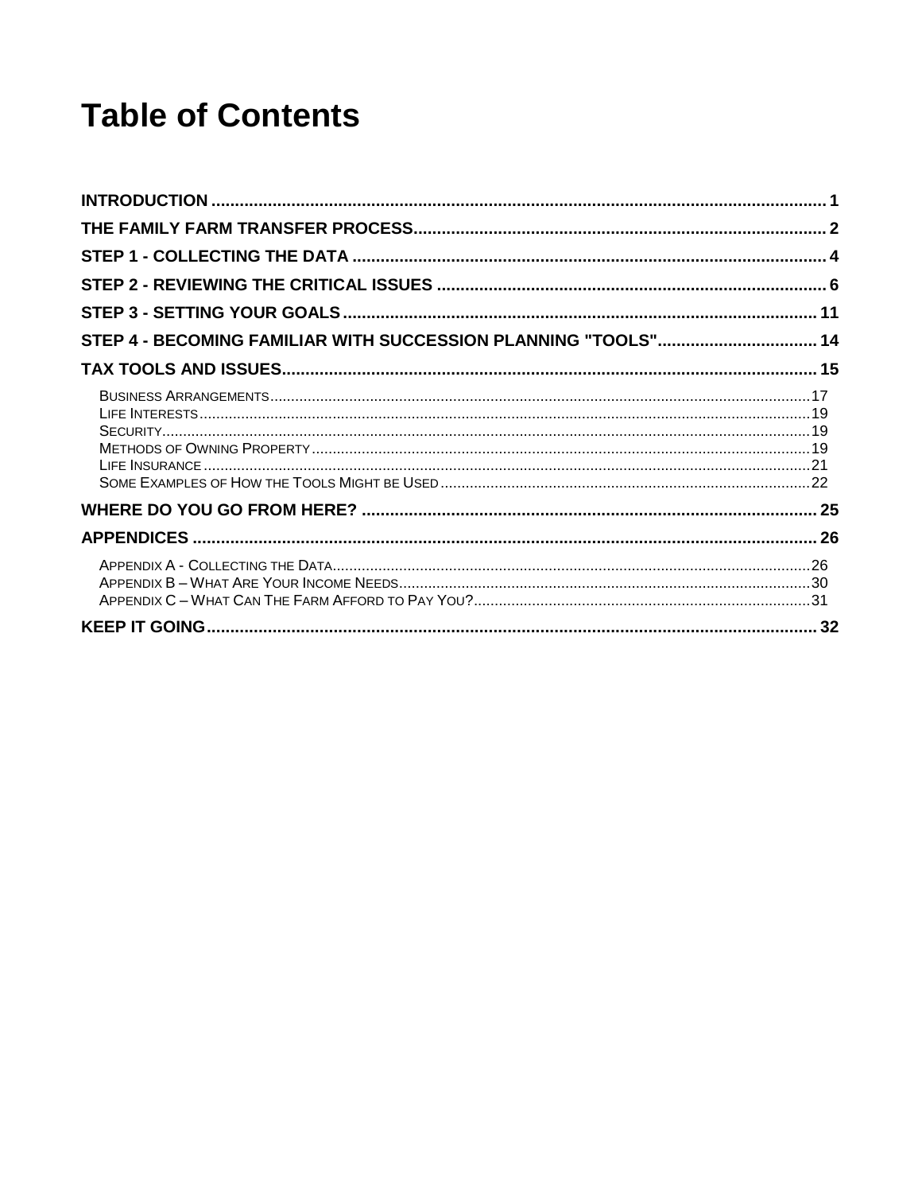# Table of Contents

**INTRODUCTION** .......... 1

**THE FAMILY FARM TRANSFER PROCESS** .......... 2

**STEP 1 - COLLECTING THE DATA** .......... 4

**STEP 2 - REVIEWING THE CRITICAL ISSUES** .......... 6

**STEP 3 - SETTING YOUR GOALS** .......... 11

**STEP 4 - BECOMING FAMILIAR WITH SUCCESSION PLANNING "TOOLS"** .......... 14

**TAX TOOLS AND ISSUES** .......... 15

- Business Arrangements .......... 17
- Life Interests .......... 19
- Security .......... 19
- Methods of Owning Property .......... 19
- Life Insurance .......... 21
- Some Examples of How the Tools Might be Used .......... 22

**WHERE DO YOU GO FROM HERE?** .......... 25

**APPENDICES** .......... 26

- Appendix A - Collecting the Data .......... 26
- Appendix B – What Are Your Income Needs .......... 30
- Appendix C – What Can The Farm Afford to Pay You? .......... 31

**KEEP IT GOING** .......... 32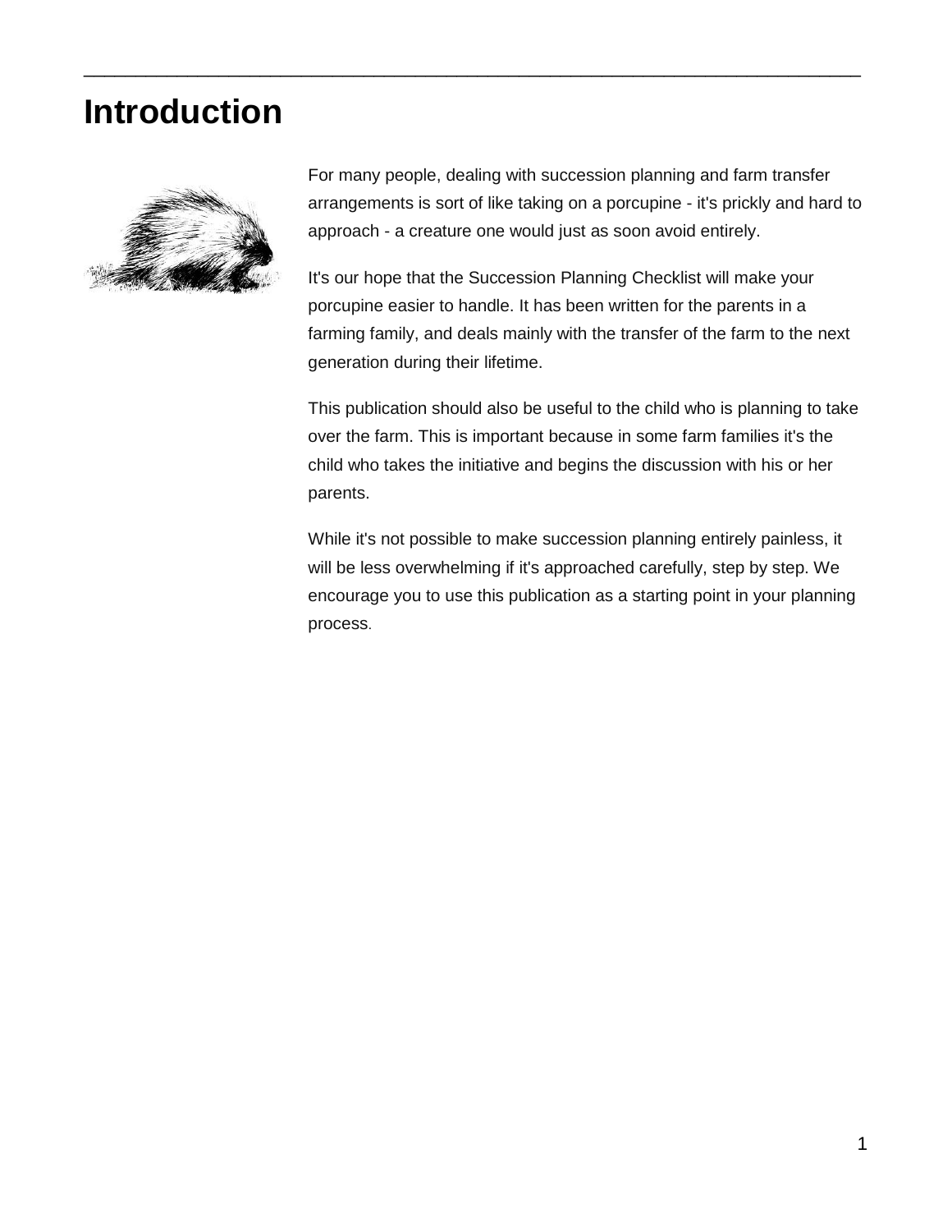# Introduction

For many people, dealing with succession planning and farm transfer arrangements is sort of like taking on a porcupine - it's prickly and hard to approach - a creature one would just as soon avoid entirely.

It's our hope that the Succession Planning Checklist will make your porcupine easier to handle. It has been written for the parents in a farming family, and deals mainly with the transfer of the farm to the next generation during their lifetime.

This publication should also be useful to the child who is planning to take over the farm. This is important because in some farm families it's the child who takes the initiative and begins the discussion with his or her parents.

While it's not possible to make succession planning entirely painless, it will be less overwhelming if it's approached carefully, step by step. We encourage you to use this publication as a starting point in your planning process.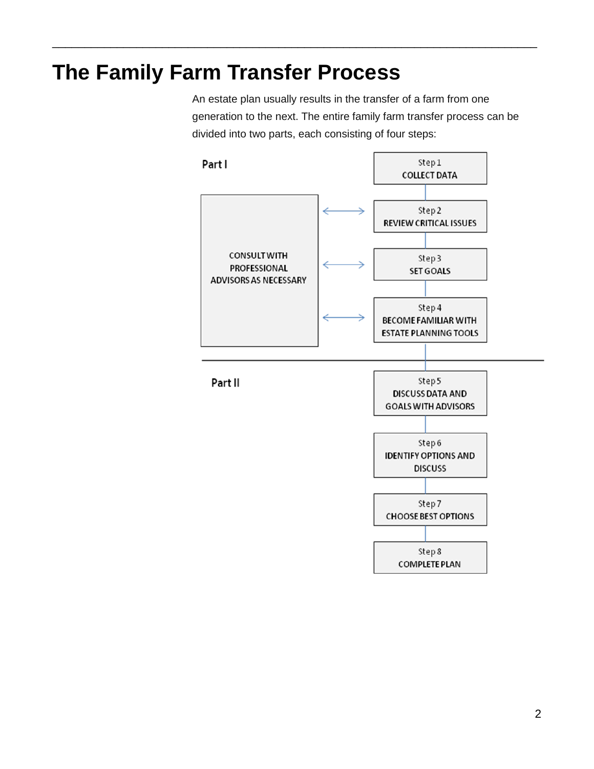# The Family Farm Transfer Process

An estate plan usually results in the transfer of a farm from one generation to the next. The entire family farm transfer process can be divided into two parts, each consisting of four steps:

**Part I**

- Step 1 COLLECT DATA
- Step 2 REVIEW CRITICAL ISSUES
- Step 3 SET GOALS
- Step 4 BECOME FAMILIAR WITH ESTATE PLANNING TOOLS

CONSULT WITH PROFESSIONAL ADVISORS AS NECESSARY

**Part II**

- Step 5 DISCUSS DATA AND GOALS WITH ADVISORS
- Step 6 IDENTIFY OPTIONS AND DISCUSS
- Step 7 CHOOSE BEST OPTIONS
- Step 8 COMPLETE PLAN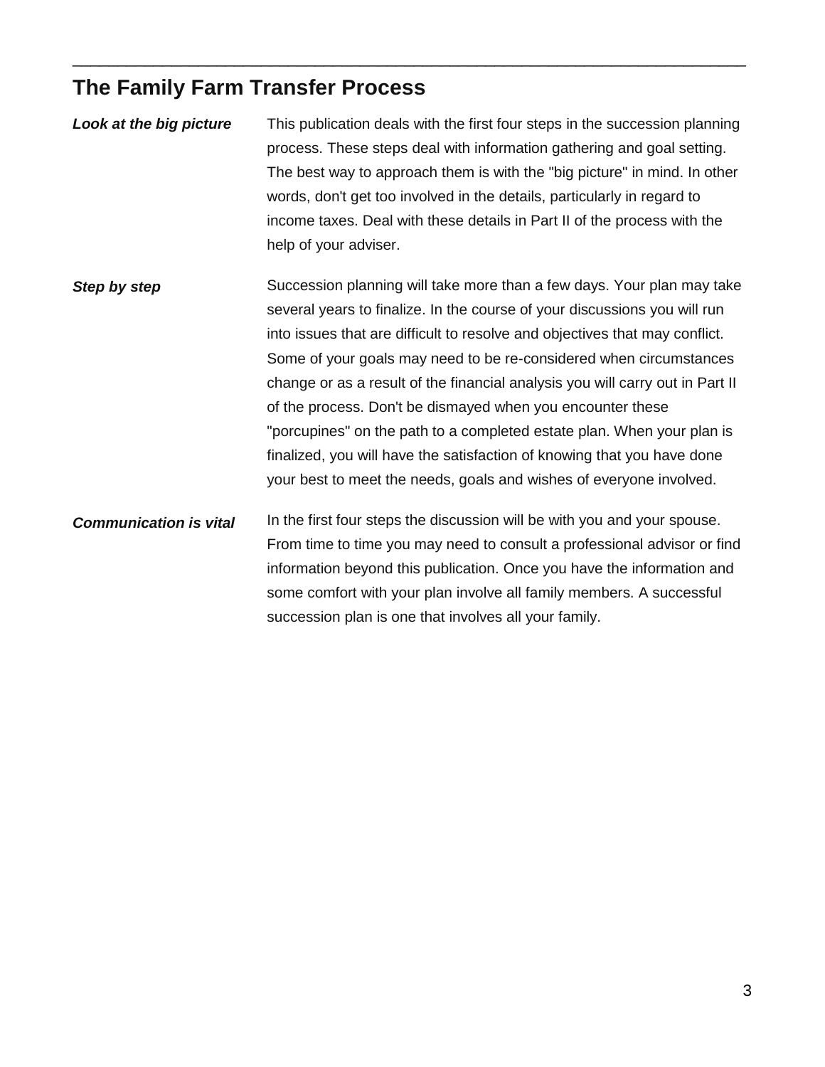## The Family Farm Transfer Process

***Look at the big picture***

This publication deals with the first four steps in the succession planning process. These steps deal with information gathering and goal setting. The best way to approach them is with the "big picture" in mind. In other words, don't get too involved in the details, particularly in regard to income taxes. Deal with these details in Part II of the process with the help of your adviser.

***Step by step***

Succession planning will take more than a few days. Your plan may take several years to finalize. In the course of your discussions you will run into issues that are difficult to resolve and objectives that may conflict. Some of your goals may need to be re-considered when circumstances change or as a result of the financial analysis you will carry out in Part II of the process. Don't be dismayed when you encounter these "porcupines" on the path to a completed estate plan. When your plan is finalized, you will have the satisfaction of knowing that you have done your best to meet the needs, goals and wishes of everyone involved.

***Communication is vital***

In the first four steps the discussion will be with you and your spouse. From time to time you may need to consult a professional advisor or find information beyond this publication. Once you have the information and some comfort with your plan involve all family members. A successful succession plan is one that involves all your family.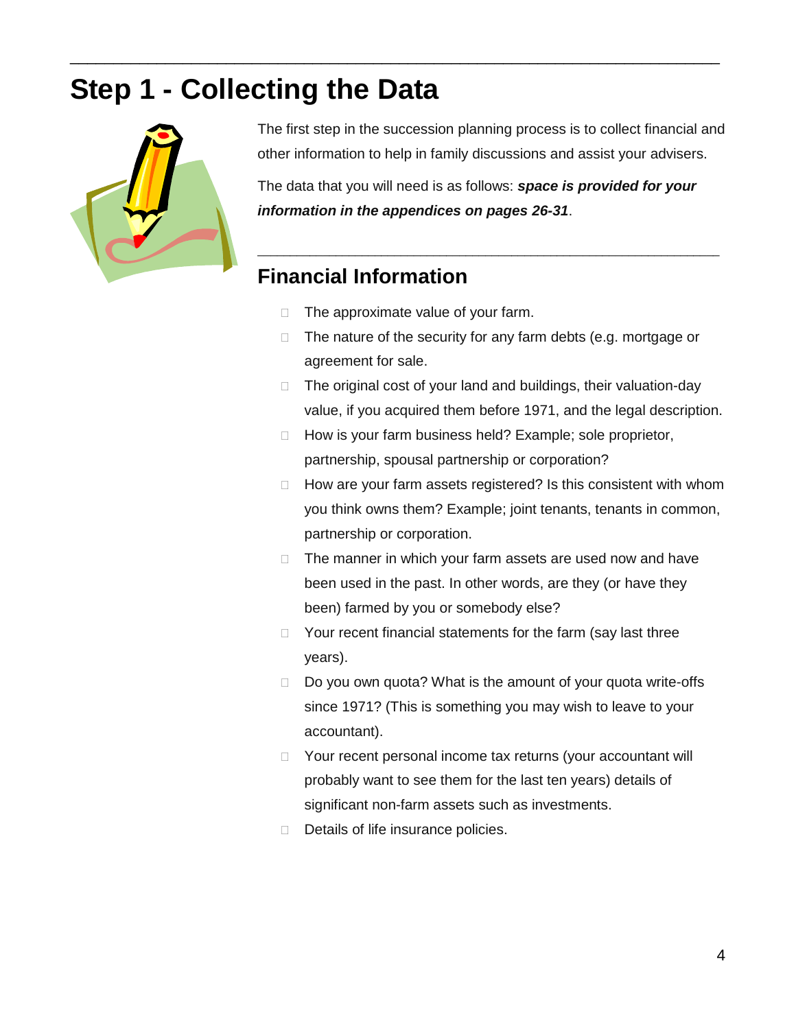# Step 1 - Collecting the Data

The first step in the succession planning process is to collect financial and other information to help in family discussions and assist your advisers.

The data that you will need is as follows: ***space is provided for your information in the appendices on pages 26-31***.

## Financial Information

- The approximate value of your farm.
- The nature of the security for any farm debts (e.g. mortgage or agreement for sale.
- The original cost of your land and buildings, their valuation-day value, if you acquired them before 1971, and the legal description.
- How is your farm business held? Example; sole proprietor, partnership, spousal partnership or corporation?
- How are your farm assets registered? Is this consistent with whom you think owns them? Example; joint tenants, tenants in common, partnership or corporation.
- The manner in which your farm assets are used now and have been used in the past. In other words, are they (or have they been) farmed by you or somebody else?
- Your recent financial statements for the farm (say last three years).
- Do you own quota? What is the amount of your quota write-offs since 1971? (This is something you may wish to leave to your accountant).
- Your recent personal income tax returns (your accountant will probably want to see them for the last ten years) details of significant non-farm assets such as investments.
- Details of life insurance policies.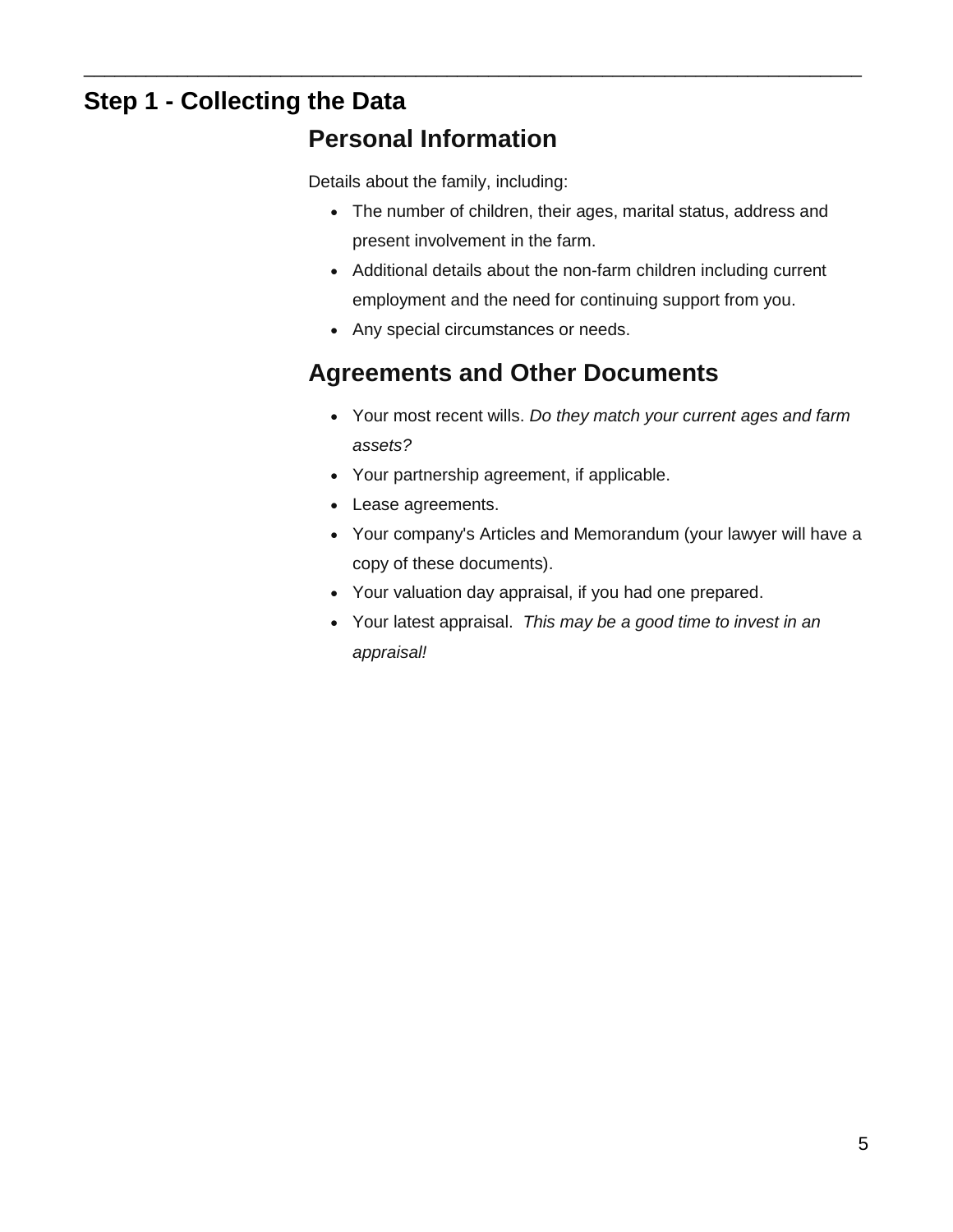## Step 1 - Collecting the Data

### Personal Information

Details about the family, including:

- The number of children, their ages, marital status, address and present involvement in the farm.
- Additional details about the non-farm children including current employment and the need for continuing support from you.
- Any special circumstances or needs.

### Agreements and Other Documents

- Your most recent wills. *Do they match your current ages and farm assets?*
- Your partnership agreement, if applicable.
- Lease agreements.
- Your company's Articles and Memorandum (your lawyer will have a copy of these documents).
- Your valuation day appraisal, if you had one prepared.
- Your latest appraisal. *This may be a good time to invest in an appraisal!*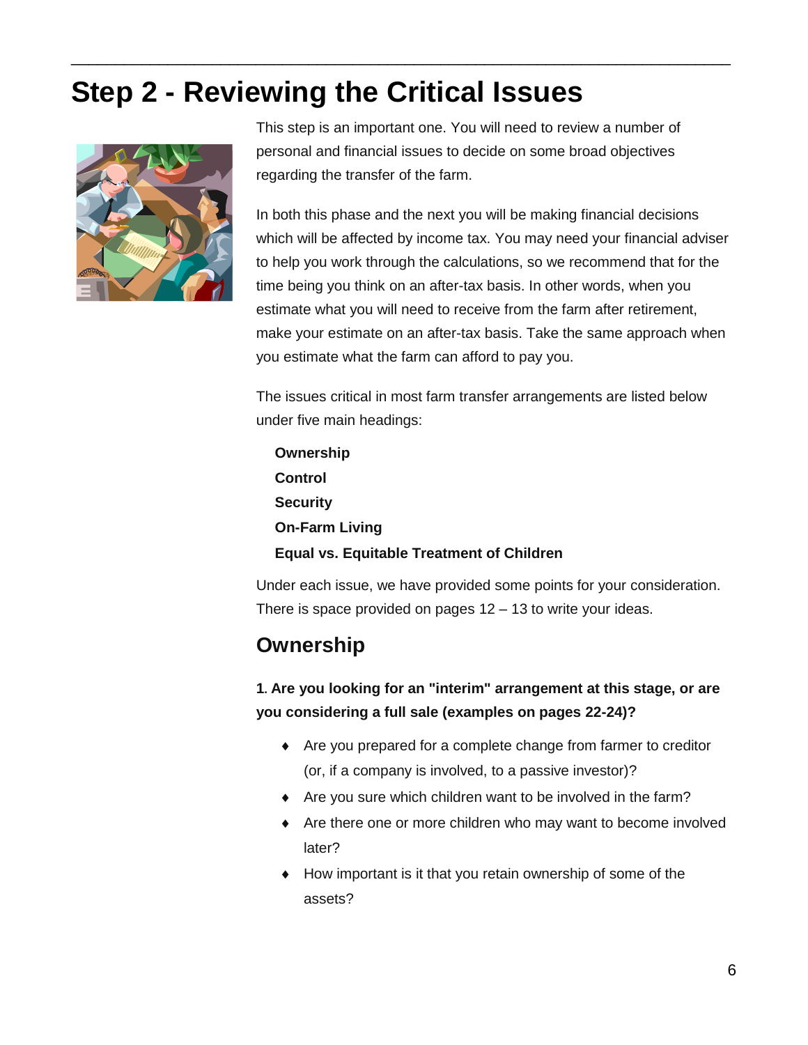# Step 2 - Reviewing the Critical Issues

This step is an important one. You will need to review a number of personal and financial issues to decide on some broad objectives regarding the transfer of the farm.

In both this phase and the next you will be making financial decisions which will be affected by income tax. You may need your financial adviser to help you work through the calculations, so we recommend that for the time being you think on an after-tax basis. In other words, when you estimate what you will need to receive from the farm after retirement, make your estimate on an after-tax basis. Take the same approach when you estimate what the farm can afford to pay you.

The issues critical in most farm transfer arrangements are listed below under five main headings:

**Ownership**
**Control**
**Security**
**On-Farm Living**
**Equal vs. Equitable Treatment of Children**

Under each issue, we have provided some points for your consideration. There is space provided on pages 12 – 13 to write your ideas.

## Ownership

**1. Are you looking for an "interim" arrangement at this stage, or are you considering a full sale (examples on pages 22-24)?**

- Are you prepared for a complete change from farmer to creditor (or, if a company is involved, to a passive investor)?
- Are you sure which children want to be involved in the farm?
- Are there one or more children who may want to become involved later?
- How important is it that you retain ownership of some of the assets?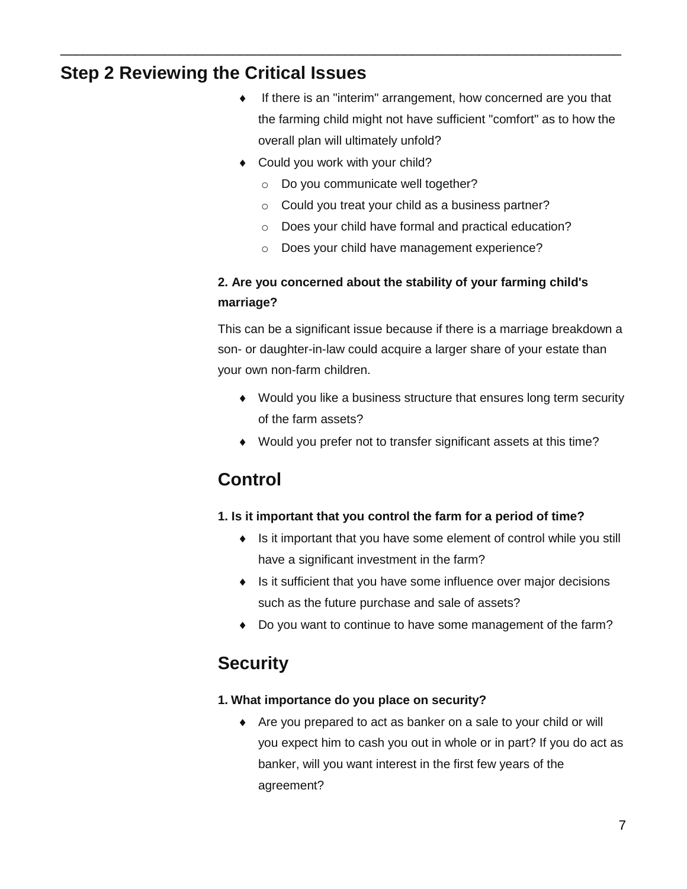## Step 2 Reviewing the Critical Issues

- If there is an "interim" arrangement, how concerned are you that the farming child might not have sufficient "comfort" as to how the overall plan will ultimately unfold?
- Could you work with your child?
  - Do you communicate well together?
  - Could you treat your child as a business partner?
  - Does your child have formal and practical education?
  - Does your child have management experience?

**2. Are you concerned about the stability of your farming child's marriage?**

This can be a significant issue because if there is a marriage breakdown a son- or daughter-in-law could acquire a larger share of your estate than your own non-farm children.

- Would you like a business structure that ensures long term security of the farm assets?
- Would you prefer not to transfer significant assets at this time?

## Control

**1. Is it important that you control the farm for a period of time?**

- Is it important that you have some element of control while you still have a significant investment in the farm?
- Is it sufficient that you have some influence over major decisions such as the future purchase and sale of assets?
- Do you want to continue to have some management of the farm?

## Security

**1. What importance do you place on security?**

- Are you prepared to act as banker on a sale to your child or will you expect him to cash you out in whole or in part? If you do act as banker, will you want interest in the first few years of the agreement?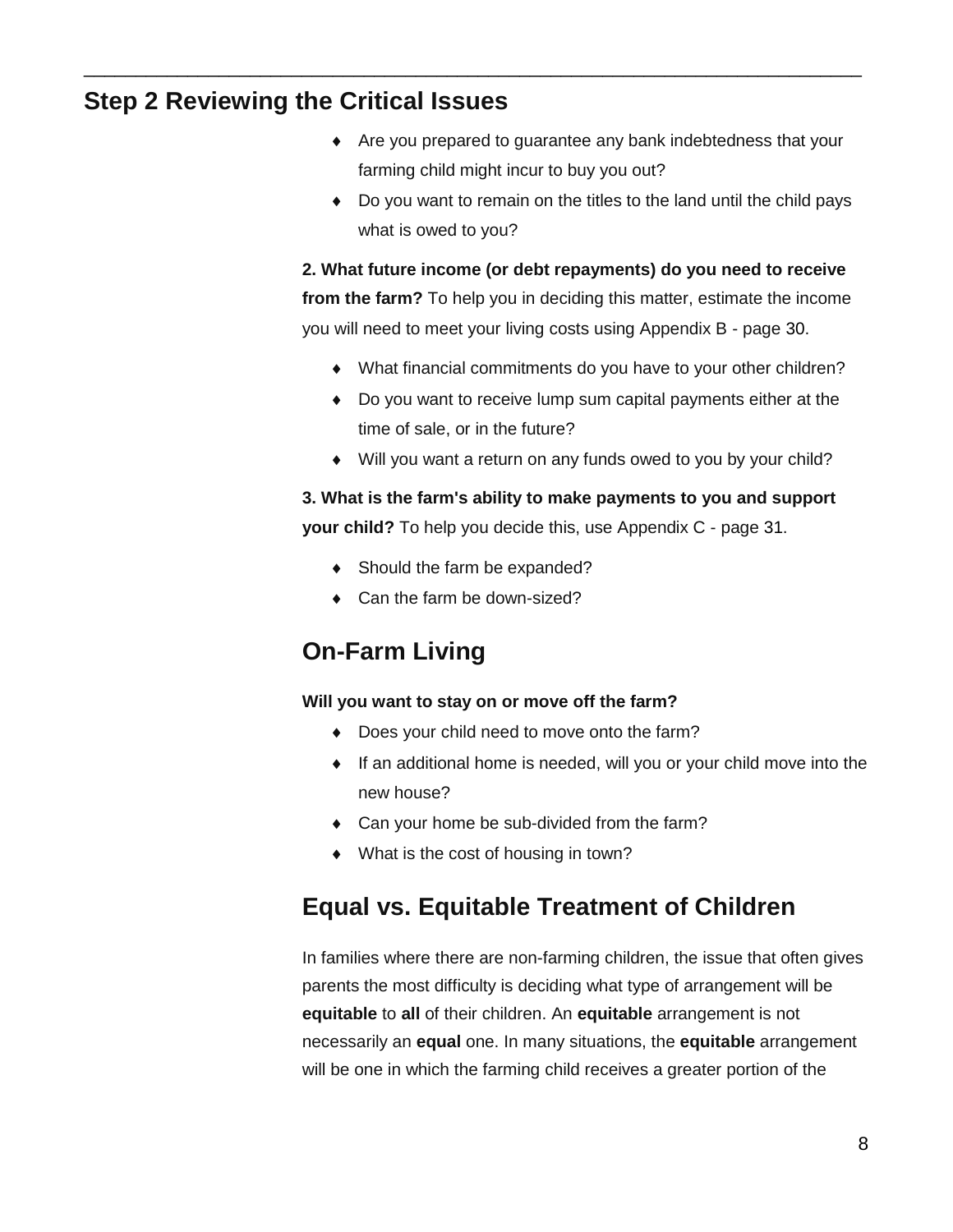## Step 2 Reviewing the Critical Issues

- Are you prepared to guarantee any bank indebtedness that your farming child might incur to buy you out?
- Do you want to remain on the titles to the land until the child pays what is owed to you?

**2. What future income (or debt repayments) do you need to receive from the farm?** To help you in deciding this matter, estimate the income you will need to meet your living costs using Appendix B - page 30.

- What financial commitments do you have to your other children?
- Do you want to receive lump sum capital payments either at the time of sale, or in the future?
- Will you want a return on any funds owed to you by your child?

**3. What is the farm's ability to make payments to you and support your child?** To help you decide this, use Appendix C - page 31.

- Should the farm be expanded?
- Can the farm be down-sized?

## On-Farm Living

**Will you want to stay on or move off the farm?**

- Does your child need to move onto the farm?
- If an additional home is needed, will you or your child move into the new house?
- Can your home be sub-divided from the farm?
- What is the cost of housing in town?

## Equal vs. Equitable Treatment of Children

In families where there are non-farming children, the issue that often gives parents the most difficulty is deciding what type of arrangement will be **equitable** to **all** of their children. An **equitable** arrangement is not necessarily an **equal** one. In many situations, the **equitable** arrangement will be one in which the farming child receives a greater portion of the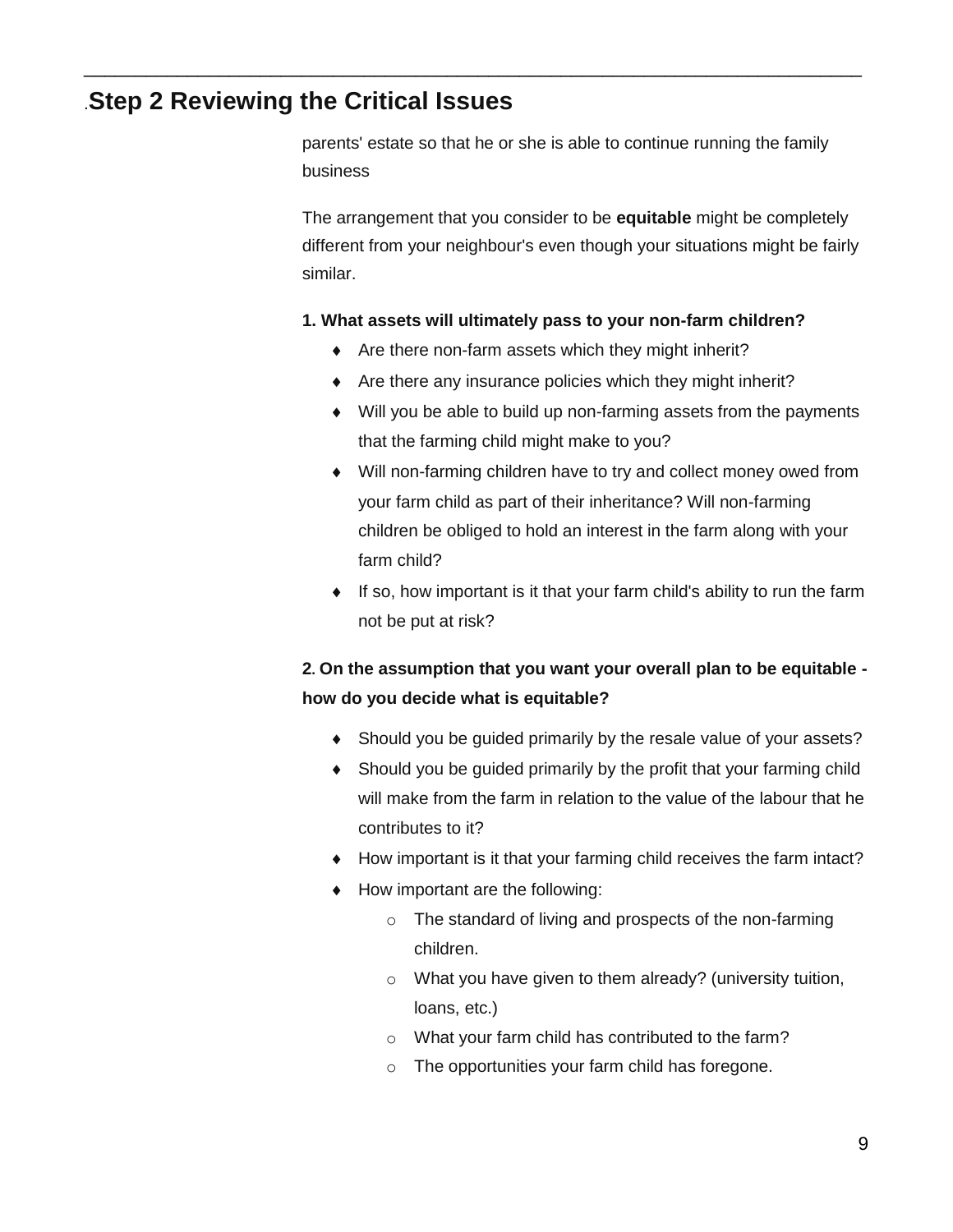## .Step 2 Reviewing the Critical Issues

parents' estate so that he or she is able to continue running the family business

The arrangement that you consider to be **equitable** might be completely different from your neighbour's even though your situations might be fairly similar.

**1. What assets will ultimately pass to your non-farm children?**

- Are there non-farm assets which they might inherit?
- Are there any insurance policies which they might inherit?
- Will you be able to build up non-farming assets from the payments that the farming child might make to you?
- Will non-farming children have to try and collect money owed from your farm child as part of their inheritance? Will non-farming children be obliged to hold an interest in the farm along with your farm child?
- If so, how important is it that your farm child's ability to run the farm not be put at risk?

**2. On the assumption that you want your overall plan to be equitable - how do you decide what is equitable?**

- Should you be guided primarily by the resale value of your assets?
- Should you be guided primarily by the profit that your farming child will make from the farm in relation to the value of the labour that he contributes to it?
- How important is it that your farming child receives the farm intact?
- How important are the following:
  - The standard of living and prospects of the non-farming children.
  - What you have given to them already? (university tuition, loans, etc.)
  - What your farm child has contributed to the farm?
  - The opportunities your farm child has foregone.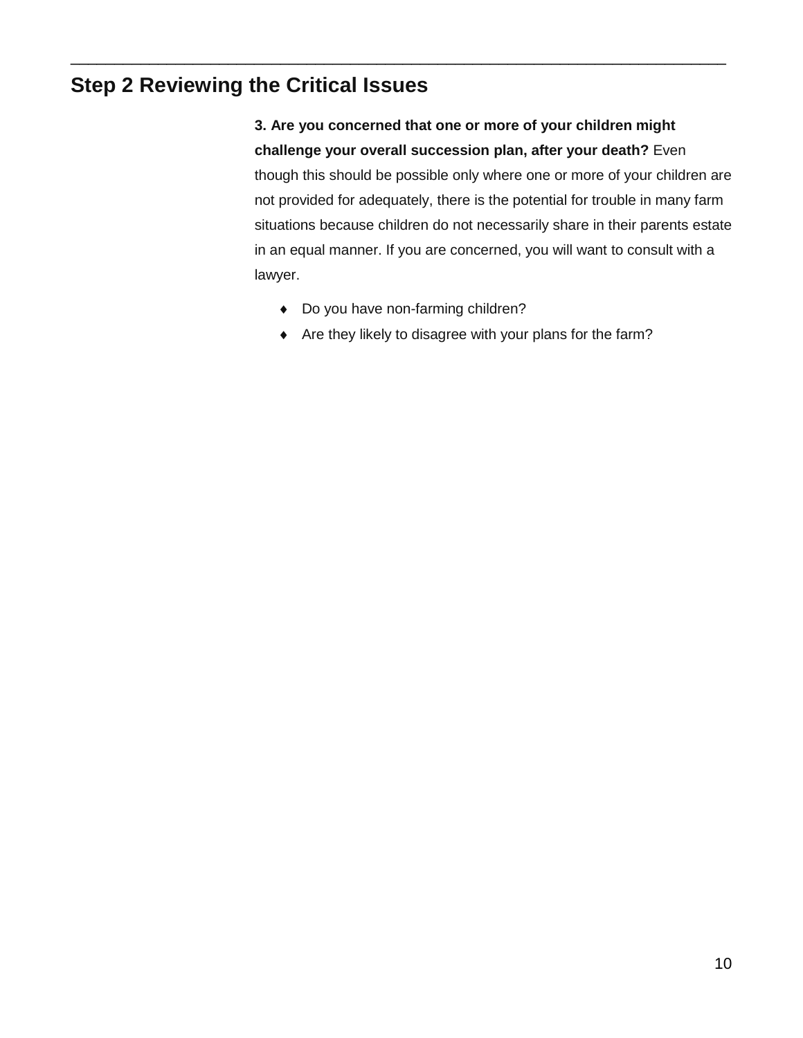## Step 2 Reviewing the Critical Issues

**3. Are you concerned that one or more of your children might challenge your overall succession plan, after your death?** Even though this should be possible only where one or more of your children are not provided for adequately, there is the potential for trouble in many farm situations because children do not necessarily share in their parents estate in an equal manner. If you are concerned, you will want to consult with a lawyer.

- Do you have non-farming children?
- Are they likely to disagree with your plans for the farm?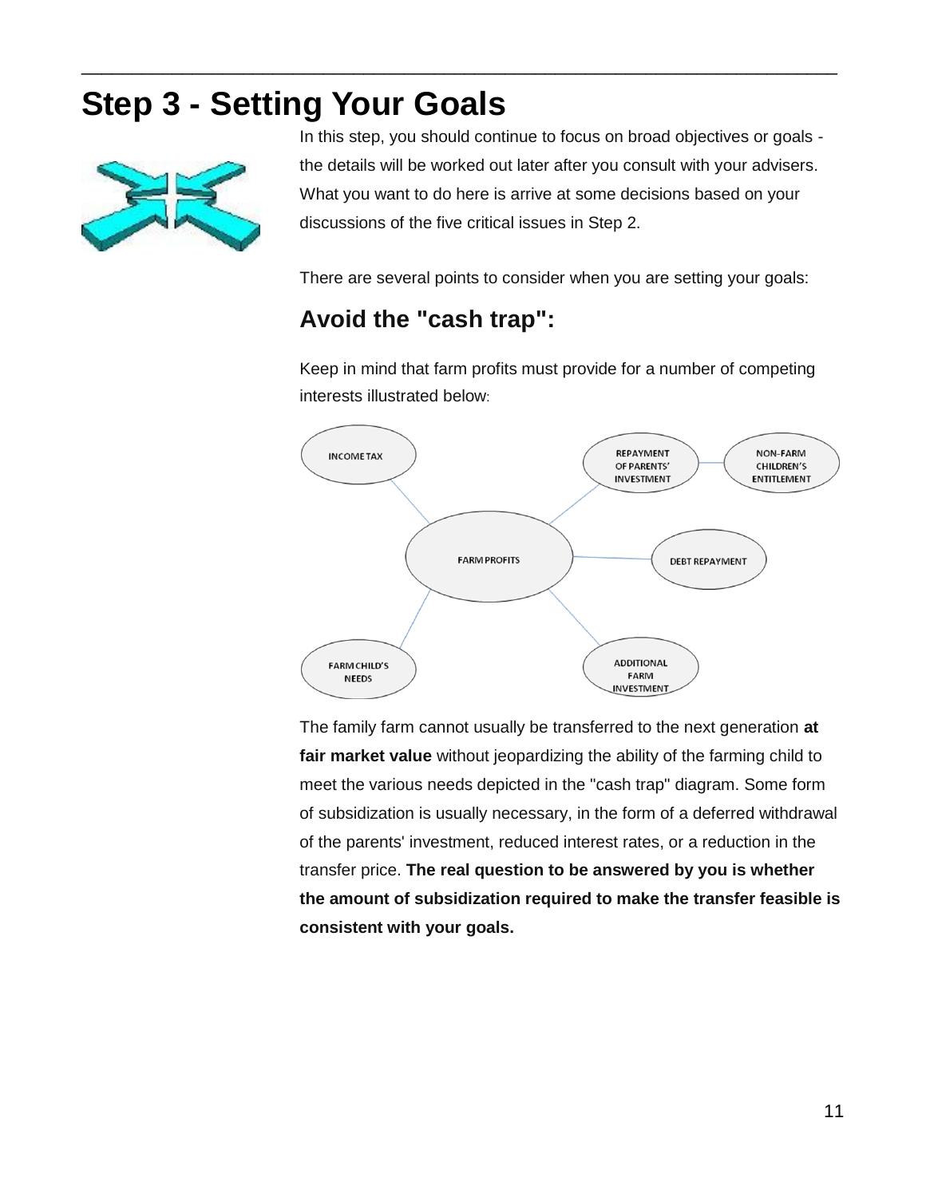# Step 3 - Setting Your Goals

In this step, you should continue to focus on broad objectives or goals - the details will be worked out later after you consult with your advisers. What you want to do here is arrive at some decisions based on your discussions of the five critical issues in Step 2.

There are several points to consider when you are setting your goals:

## Avoid the "cash trap":

Keep in mind that farm profits must provide for a number of competing interests illustrated below:

INCOME TAX

REPAYMENT OF PARENTS' INVESTMENT

NON-FARM CHILDREN'S ENTITLEMENT

FARM PROFITS

DEBT REPAYMENT

FARM CHILD'S NEEDS

ADDITIONAL FARM INVESTMENT

The family farm cannot usually be transferred to the next generation **at fair market value** without jeopardizing the ability of the farming child to meet the various needs depicted in the "cash trap" diagram. Some form of subsidization is usually necessary, in the form of a deferred withdrawal of the parents' investment, reduced interest rates, or a reduction in the transfer price. **The real question to be answered by you is whether the amount of subsidization required to make the transfer feasible is consistent with your goals.**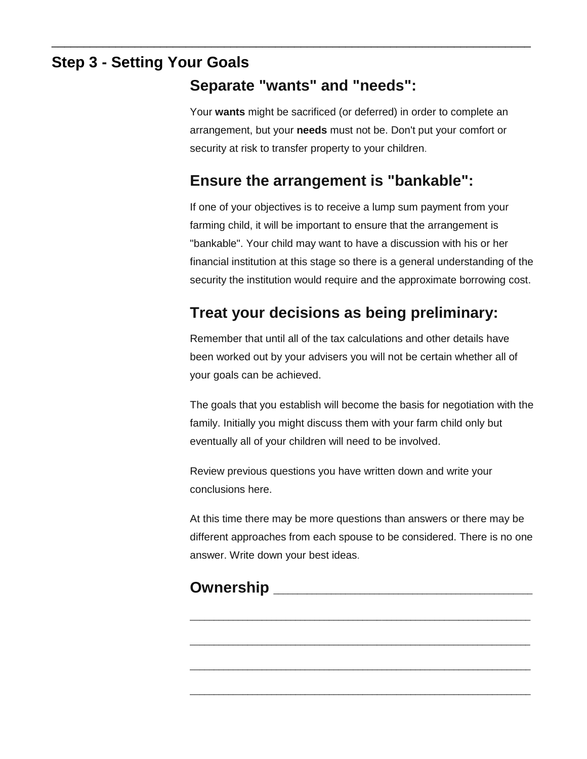## Step 3 - Setting Your Goals

### Separate "wants" and "needs":

Your **wants** might be sacrificed (or deferred) in order to complete an arrangement, but your **needs** must not be. Don't put your comfort or security at risk to transfer property to your children.

### Ensure the arrangement is "bankable":

If one of your objectives is to receive a lump sum payment from your farming child, it will be important to ensure that the arrangement is "bankable". Your child may want to have a discussion with his or her financial institution at this stage so there is a general understanding of the security the institution would require and the approximate borrowing cost.

### Treat your decisions as being preliminary:

Remember that until all of the tax calculations and other details have been worked out by your advisers you will not be certain whether all of your goals can be achieved.

The goals that you establish will become the basis for negotiation with the family. Initially you might discuss them with your farm child only but eventually all of your children will need to be involved.

Review previous questions you have written down and write your conclusions here.

At this time there may be more questions than answers or there may be different approaches from each spouse to be considered. There is no one answer. Write down your best ideas.

### Ownership ________________________________

________________________________________________________

________________________________________________________

________________________________________________________

________________________________________________________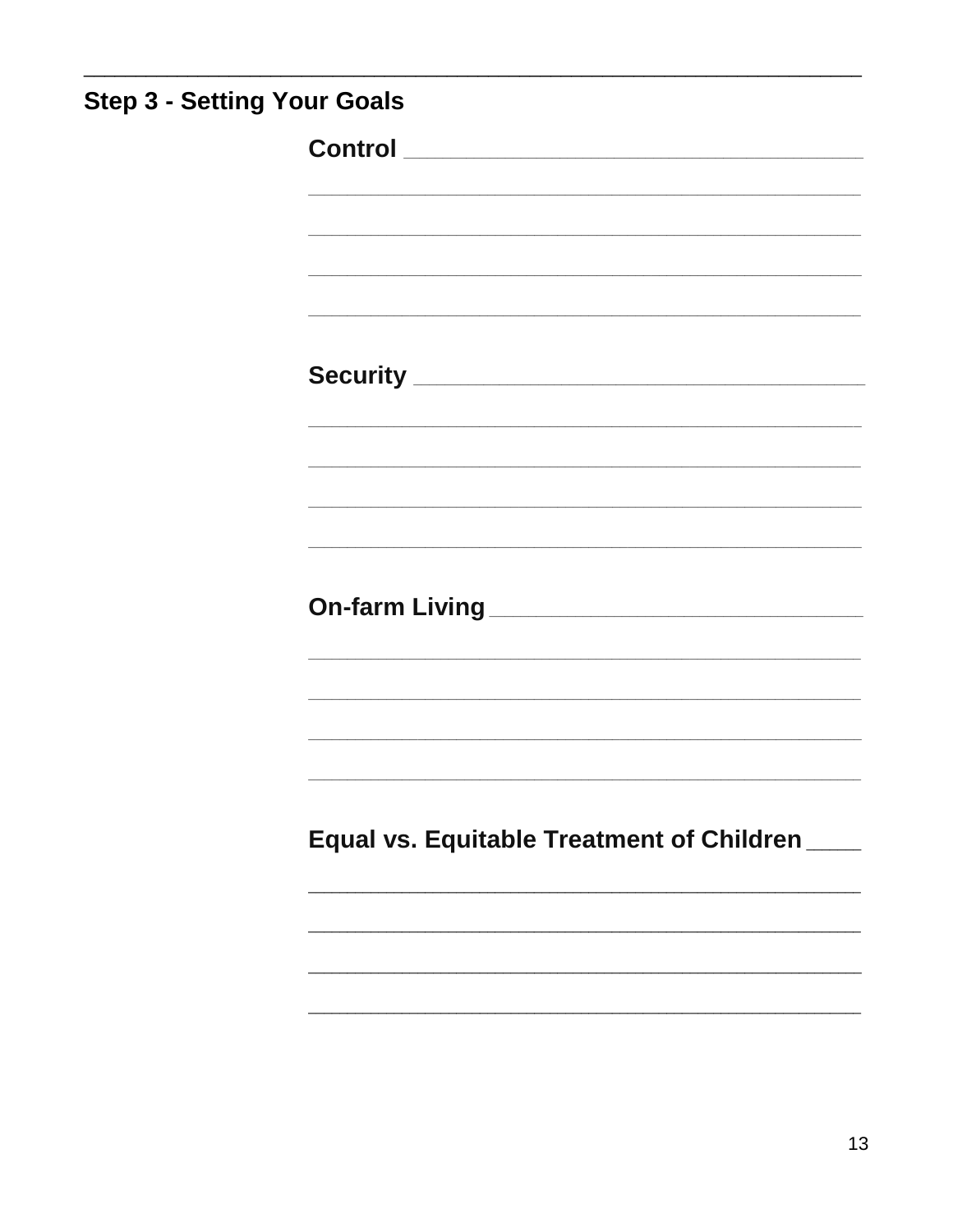## Step 3 - Setting Your Goals

**Control** ________________________________

________________________________________

________________________________________

________________________________________

________________________________________

**Security** ________________________________

________________________________________

________________________________________

________________________________________

________________________________________

**On-farm Living** ____________________________

________________________________________

________________________________________

________________________________________

________________________________________

**Equal vs. Equitable Treatment of Children** ____

________________________________________

________________________________________

________________________________________

________________________________________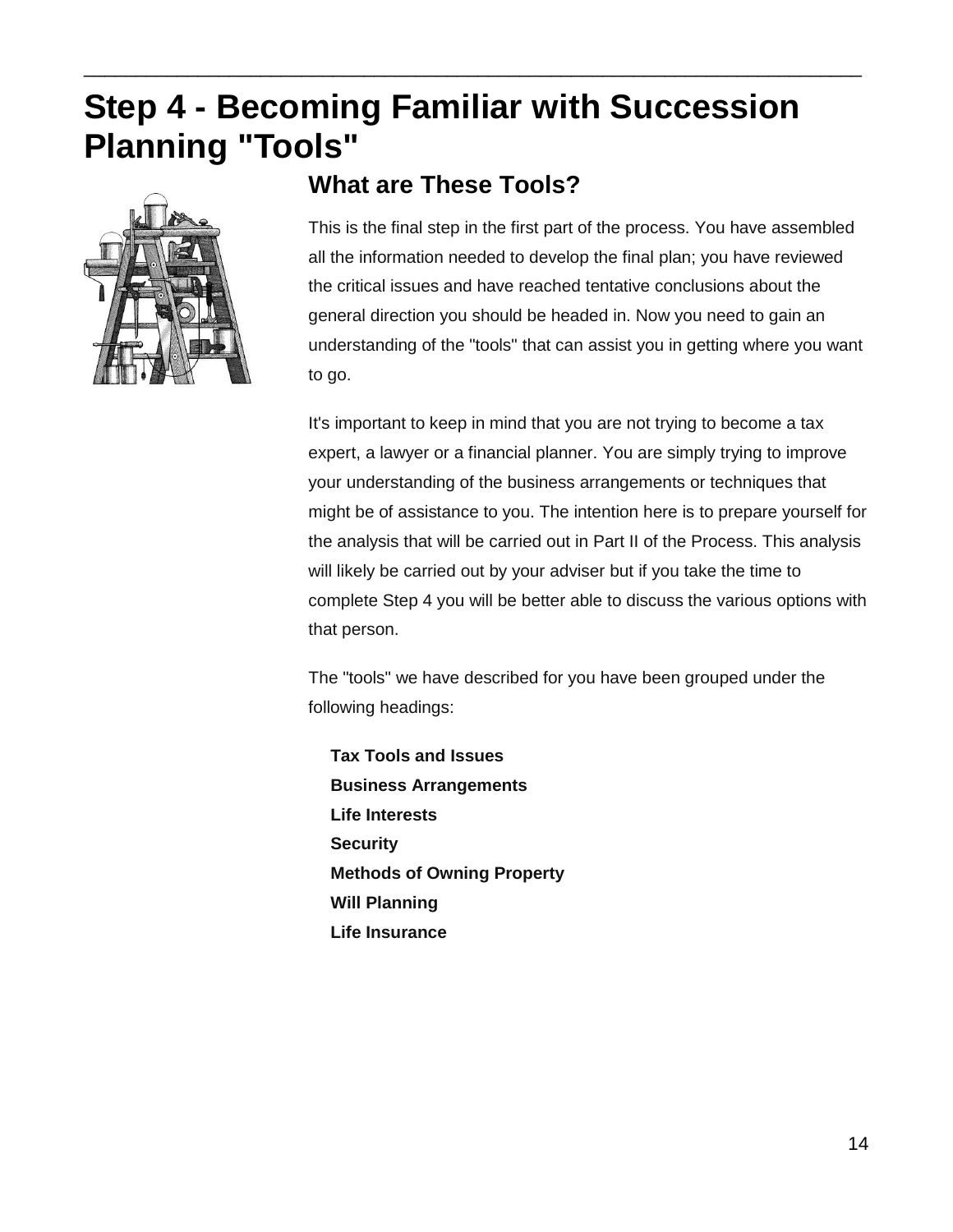# Step 4 - Becoming Familiar with Succession Planning "Tools"

## What are These Tools?

This is the final step in the first part of the process. You have assembled all the information needed to develop the final plan; you have reviewed the critical issues and have reached tentative conclusions about the general direction you should be headed in. Now you need to gain an understanding of the "tools" that can assist you in getting where you want to go.

It's important to keep in mind that you are not trying to become a tax expert, a lawyer or a financial planner. You are simply trying to improve your understanding of the business arrangements or techniques that might be of assistance to you. The intention here is to prepare yourself for the analysis that will be carried out in Part II of the Process. This analysis will likely be carried out by your adviser but if you take the time to complete Step 4 you will be better able to discuss the various options with that person.

The "tools" we have described for you have been grouped under the following headings:

**Tax Tools and Issues**
**Business Arrangements**
**Life Interests**
**Security**
**Methods of Owning Property**
**Will Planning**
**Life Insurance**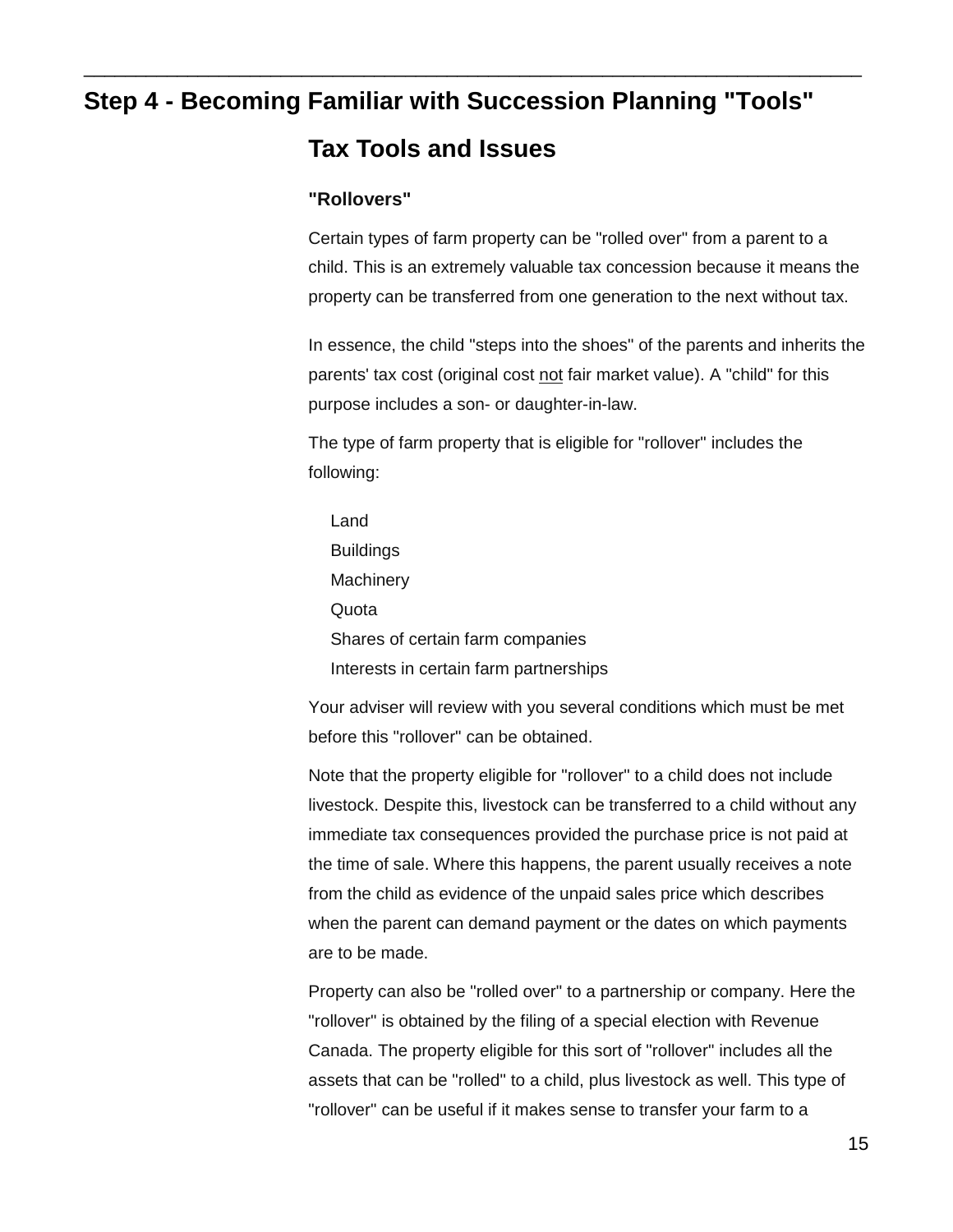# Step 4 - Becoming Familiar with Succession Planning "Tools"

## Tax Tools and Issues

### "Rollovers"

Certain types of farm property can be "rolled over" from a parent to a child. This is an extremely valuable tax concession because it means the property can be transferred from one generation to the next without tax.

In essence, the child "steps into the shoes" of the parents and inherits the parents' tax cost (original cost not fair market value). A "child" for this purpose includes a son- or daughter-in-law.

The type of farm property that is eligible for "rollover" includes the following:

- Land
- Buildings
- Machinery
- Quota
- Shares of certain farm companies
- Interests in certain farm partnerships

Your adviser will review with you several conditions which must be met before this "rollover" can be obtained.

Note that the property eligible for "rollover" to a child does not include livestock. Despite this, livestock can be transferred to a child without any immediate tax consequences provided the purchase price is not paid at the time of sale. Where this happens, the parent usually receives a note from the child as evidence of the unpaid sales price which describes when the parent can demand payment or the dates on which payments are to be made.

Property can also be "rolled over" to a partnership or company. Here the "rollover" is obtained by the filing of a special election with Revenue Canada. The property eligible for this sort of "rollover" includes all the assets that can be "rolled" to a child, plus livestock as well. This type of "rollover" can be useful if it makes sense to transfer your farm to a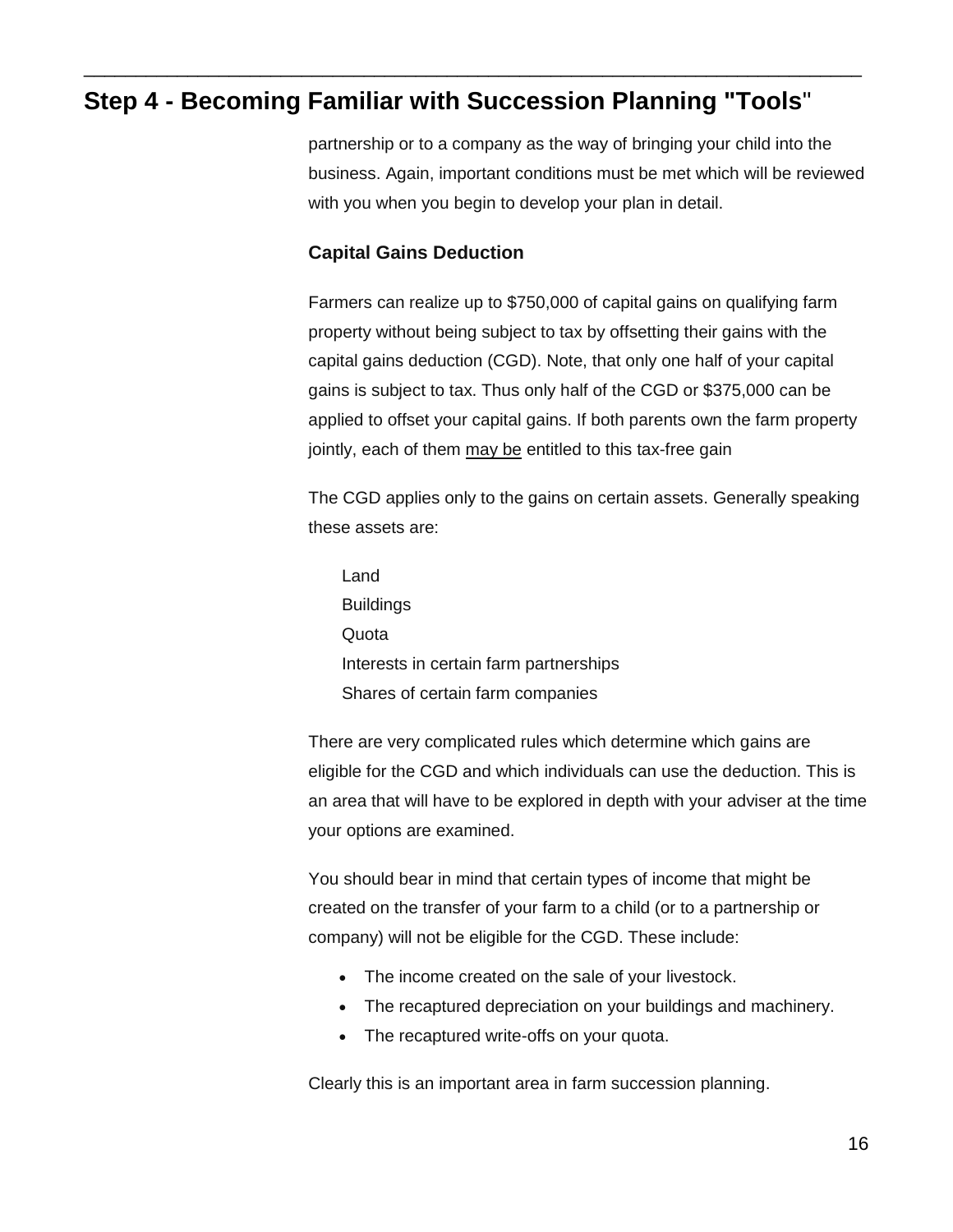partnership or to a company as the way of bringing your child into the business. Again, important conditions must be met which will be reviewed with you when you begin to develop your plan in detail.

### Capital Gains Deduction

Farmers can realize up to $750,000 of capital gains on qualifying farm property without being subject to tax by offsetting their gains with the capital gains deduction (CGD). Note, that only one half of your capital gains is subject to tax. Thus only half of the CGD or $375,000 can be applied to offset your capital gains. If both parents own the farm property jointly, each of them may be entitled to this tax-free gain

The CGD applies only to the gains on certain assets. Generally speaking these assets are:

Land
Buildings
Quota
Interests in certain farm partnerships
Shares of certain farm companies

There are very complicated rules which determine which gains are eligible for the CGD and which individuals can use the deduction. This is an area that will have to be explored in depth with your adviser at the time your options are examined.

You should bear in mind that certain types of income that might be created on the transfer of your farm to a child (or to a partnership or company) will not be eligible for the CGD. These include:

- The income created on the sale of your livestock.
- The recaptured depreciation on your buildings and machinery.
- The recaptured write-offs on your quota.

Clearly this is an important area in farm succession planning.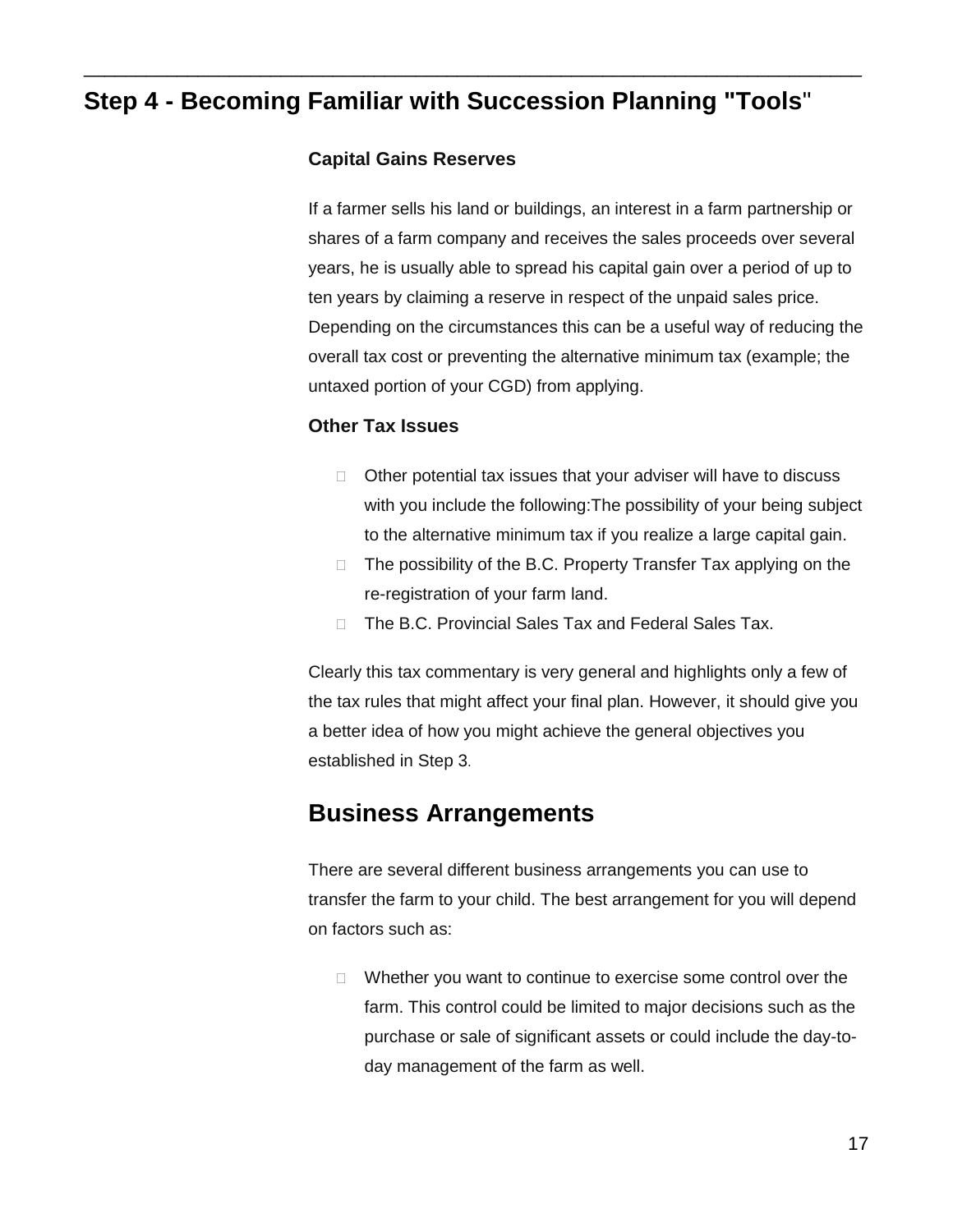## Step 4 - Becoming Familiar with Succession Planning "Tools"

### Capital Gains Reserves

If a farmer sells his land or buildings, an interest in a farm partnership or shares of a farm company and receives the sales proceeds over several years, he is usually able to spread his capital gain over a period of up to ten years by claiming a reserve in respect of the unpaid sales price. Depending on the circumstances this can be a useful way of reducing the overall tax cost or preventing the alternative minimum tax (example; the untaxed portion of your CGD) from applying.

### Other Tax Issues

- Other potential tax issues that your adviser will have to discuss with you include the following:The possibility of your being subject to the alternative minimum tax if you realize a large capital gain.
- The possibility of the B.C. Property Transfer Tax applying on the re-registration of your farm land.
- The B.C. Provincial Sales Tax and Federal Sales Tax.

Clearly this tax commentary is very general and highlights only a few of the tax rules that might affect your final plan. However, it should give you a better idea of how you might achieve the general objectives you established in Step 3.

## Business Arrangements

There are several different business arrangements you can use to transfer the farm to your child. The best arrangement for you will depend on factors such as:

- Whether you want to continue to exercise some control over the farm. This control could be limited to major decisions such as the purchase or sale of significant assets or could include the day-to-day management of the farm as well.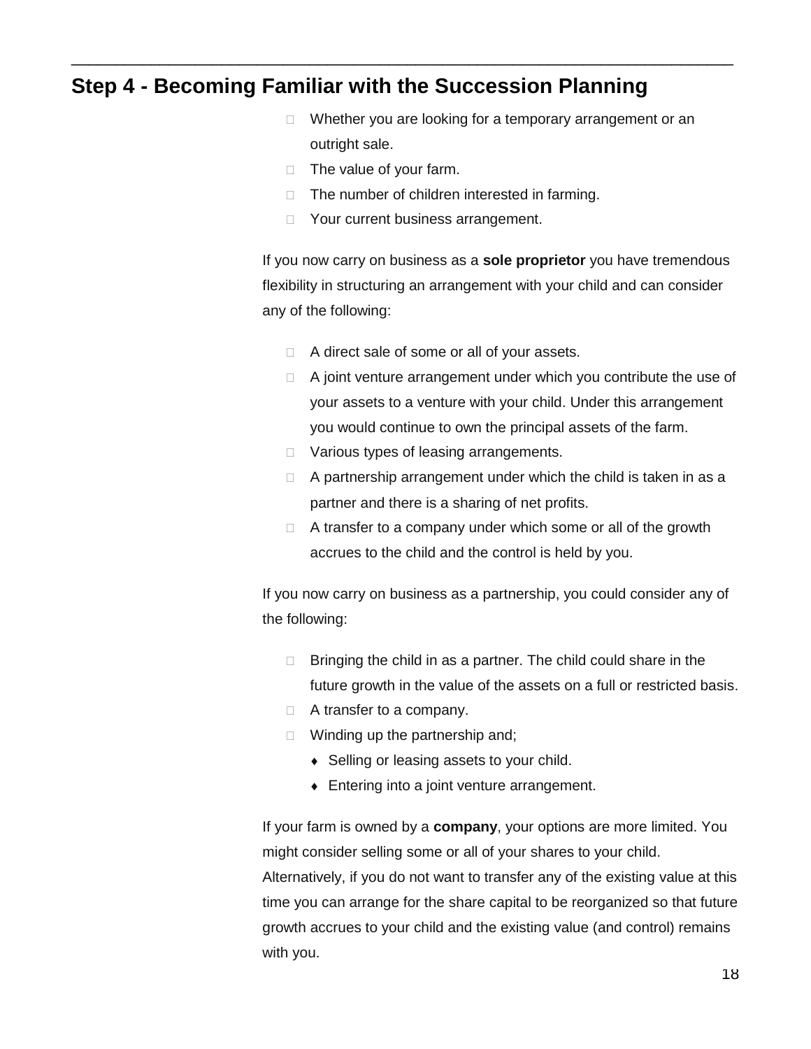## Step 4 - Becoming Familiar with the Succession Planning

- Whether you are looking for a temporary arrangement or an outright sale.
- The value of your farm.
- The number of children interested in farming.
- Your current business arrangement.

If you now carry on business as a **sole proprietor** you have tremendous flexibility in structuring an arrangement with your child and can consider any of the following:

- A direct sale of some or all of your assets.
- A joint venture arrangement under which you contribute the use of your assets to a venture with your child. Under this arrangement you would continue to own the principal assets of the farm.
- Various types of leasing arrangements.
- A partnership arrangement under which the child is taken in as a partner and there is a sharing of net profits.
- A transfer to a company under which some or all of the growth accrues to the child and the control is held by you.

If you now carry on business as a partnership, you could consider any of the following:

- Bringing the child in as a partner. The child could share in the future growth in the value of the assets on a full or restricted basis.
- A transfer to a company.
- Winding up the partnership and;
  - Selling or leasing assets to your child.
  - Entering into a joint venture arrangement.

If your farm is owned by a **company**, your options are more limited. You might consider selling some or all of your shares to your child. Alternatively, if you do not want to transfer any of the existing value at this time you can arrange for the share capital to be reorganized so that future growth accrues to your child and the existing value (and control) remains with you.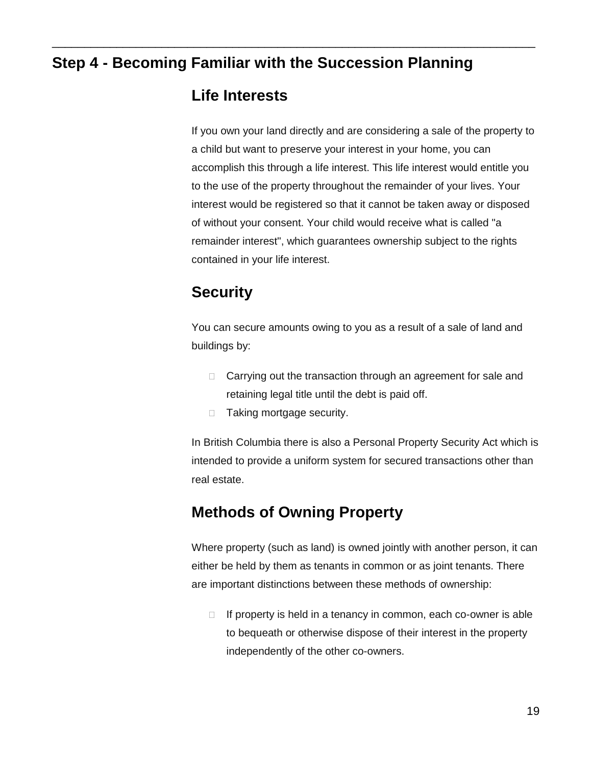## Step 4 - Becoming Familiar with the Succession Planning

### Life Interests

If you own your land directly and are considering a sale of the property to a child but want to preserve your interest in your home, you can accomplish this through a life interest. This life interest would entitle you to the use of the property throughout the remainder of your lives. Your interest would be registered so that it cannot be taken away or disposed of without your consent. Your child would receive what is called "a remainder interest", which guarantees ownership subject to the rights contained in your life interest.

### Security

You can secure amounts owing to you as a result of a sale of land and buildings by:

- Carrying out the transaction through an agreement for sale and retaining legal title until the debt is paid off.
- Taking mortgage security.

In British Columbia there is also a Personal Property Security Act which is intended to provide a uniform system for secured transactions other than real estate.

### Methods of Owning Property

Where property (such as land) is owned jointly with another person, it can either be held by them as tenants in common or as joint tenants. There are important distinctions between these methods of ownership:

- If property is held in a tenancy in common, each co-owner is able to bequeath or otherwise dispose of their interest in the property independently of the other co-owners.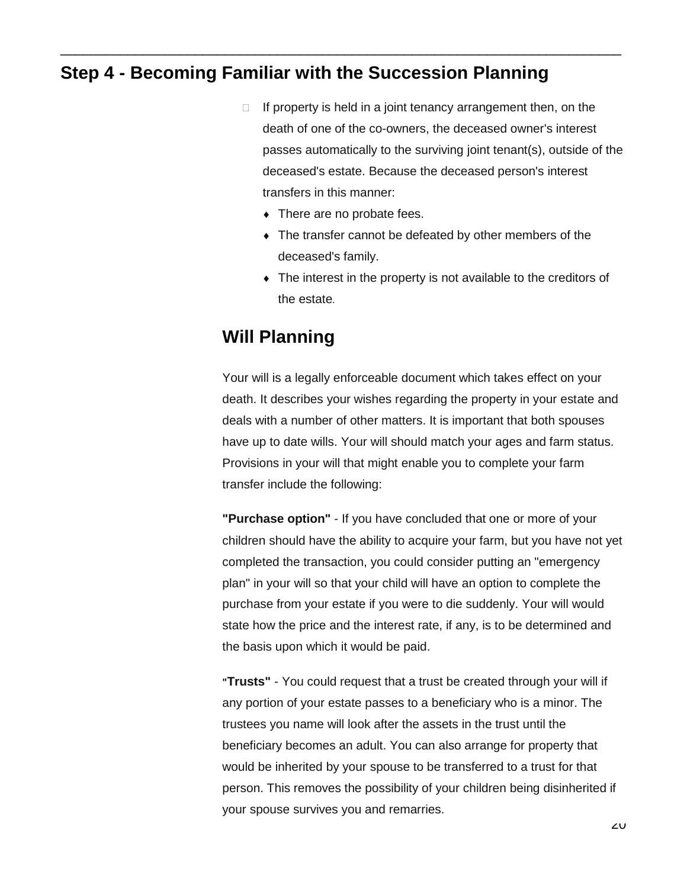## Step 4 - Becoming Familiar with the Succession Planning

- If property is held in a joint tenancy arrangement then, on the death of one of the co-owners, the deceased owner's interest passes automatically to the surviving joint tenant(s), outside of the deceased's estate. Because the deceased person's interest transfers in this manner:
  - There are no probate fees.
  - The transfer cannot be defeated by other members of the deceased's family.
  - The interest in the property is not available to the creditors of the estate.

### Will Planning

Your will is a legally enforceable document which takes effect on your death. It describes your wishes regarding the property in your estate and deals with a number of other matters. It is important that both spouses have up to date wills. Your will should match your ages and farm status. Provisions in your will that might enable you to complete your farm transfer include the following:

**"Purchase option"** - If you have concluded that one or more of your children should have the ability to acquire your farm, but you have not yet completed the transaction, you could consider putting an "emergency plan" in your will so that your child will have an option to complete the purchase from your estate if you were to die suddenly. Your will would state how the price and the interest rate, if any, is to be determined and the basis upon which it would be paid.

**"Trusts"** - You could request that a trust be created through your will if any portion of your estate passes to a beneficiary who is a minor. The trustees you name will look after the assets in the trust until the beneficiary becomes an adult. You can also arrange for property that would be inherited by your spouse to be transferred to a trust for that person. This removes the possibility of your children being disinherited if your spouse survives you and remarries.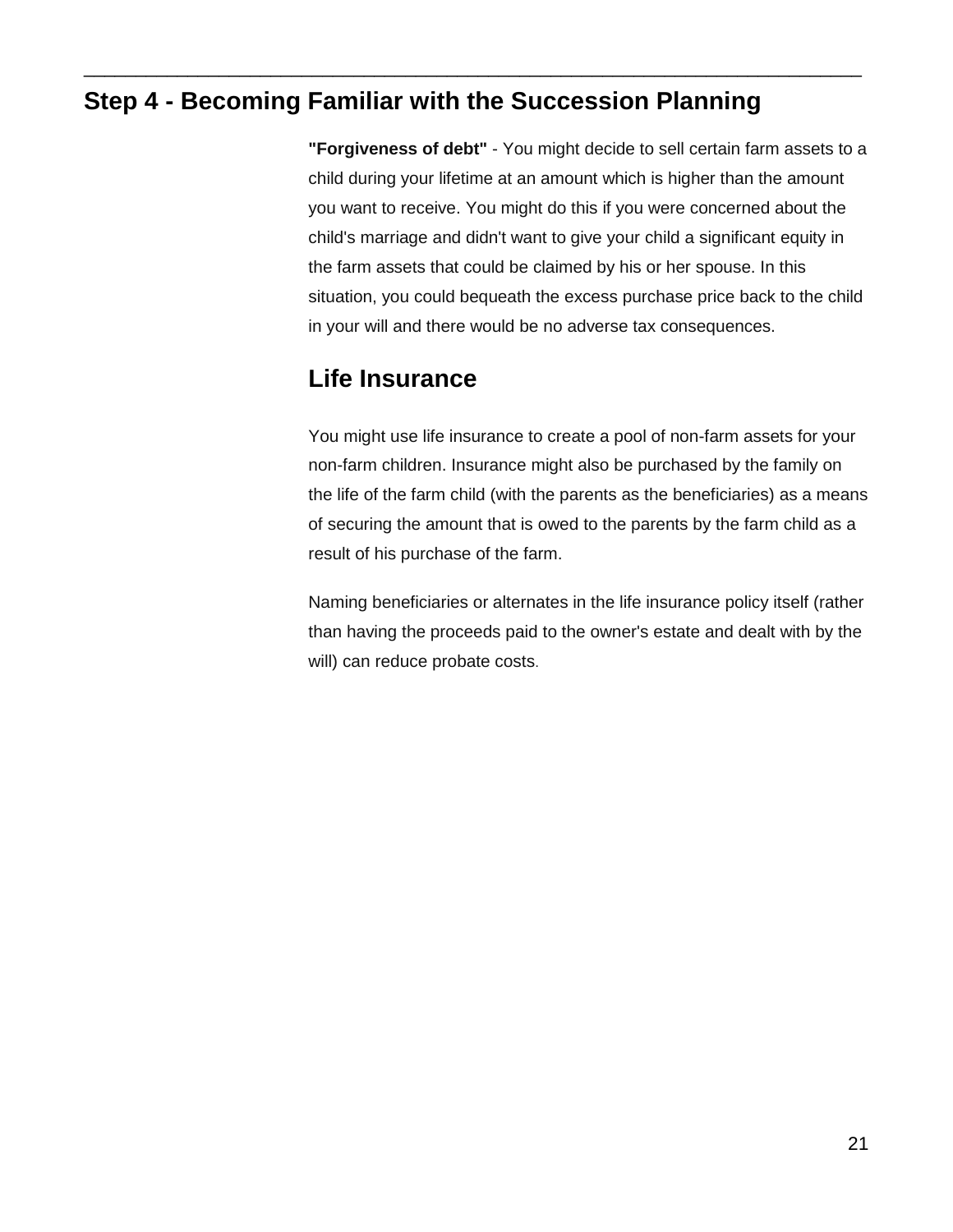## Step 4 - Becoming Familiar with the Succession Planning

**"Forgiveness of debt"** - You might decide to sell certain farm assets to a child during your lifetime at an amount which is higher than the amount you want to receive. You might do this if you were concerned about the child's marriage and didn't want to give your child a significant equity in the farm assets that could be claimed by his or her spouse. In this situation, you could bequeath the excess purchase price back to the child in your will and there would be no adverse tax consequences.

### Life Insurance

You might use life insurance to create a pool of non-farm assets for your non-farm children. Insurance might also be purchased by the family on the life of the farm child (with the parents as the beneficiaries) as a means of securing the amount that is owed to the parents by the farm child as a result of his purchase of the farm.

Naming beneficiaries or alternates in the life insurance policy itself (rather than having the proceeds paid to the owner's estate and dealt with by the will) can reduce probate costs.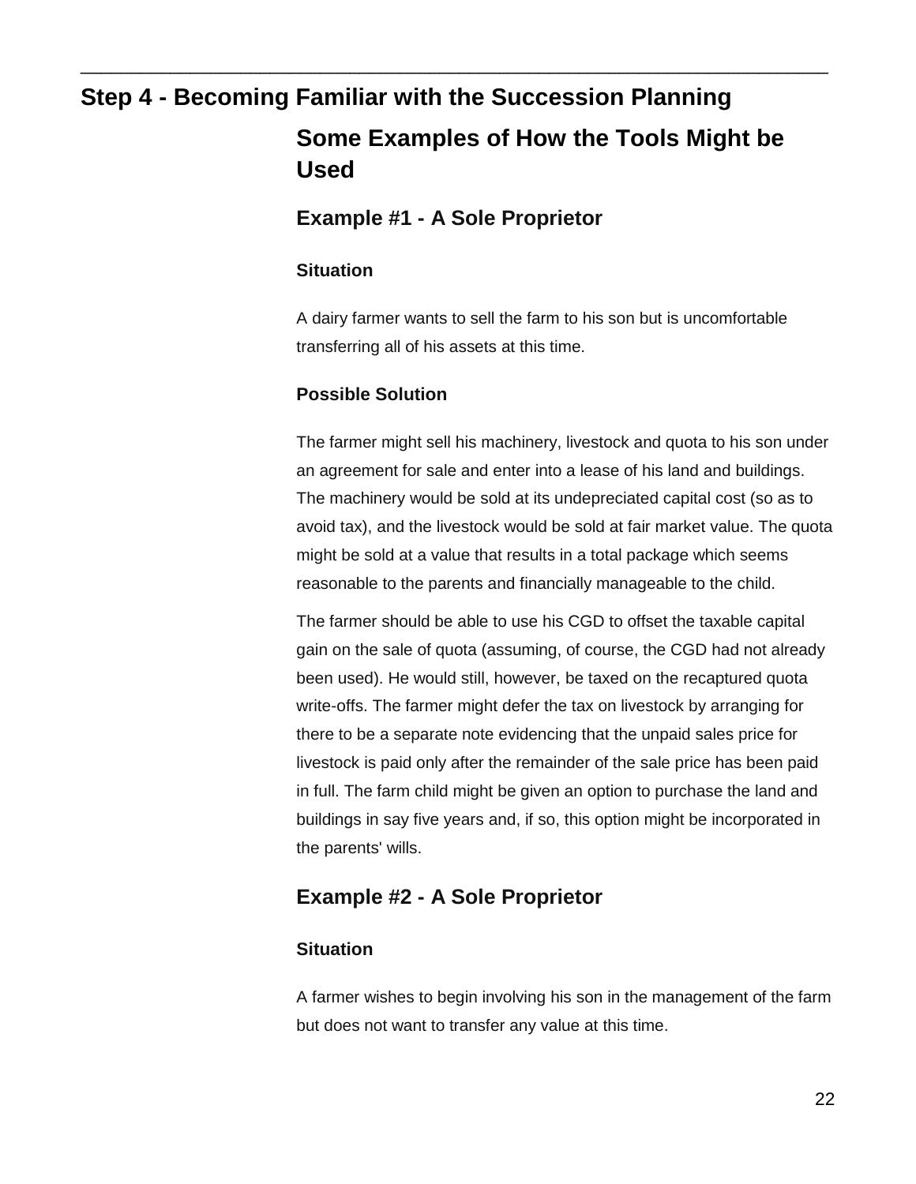# Step 4 - Becoming Familiar with the Succession Planning

## Some Examples of How the Tools Might be Used

### Example #1 - A Sole Proprietor

#### Situation

A dairy farmer wants to sell the farm to his son but is uncomfortable transferring all of his assets at this time.

#### Possible Solution

The farmer might sell his machinery, livestock and quota to his son under an agreement for sale and enter into a lease of his land and buildings. The machinery would be sold at its undepreciated capital cost (so as to avoid tax), and the livestock would be sold at fair market value. The quota might be sold at a value that results in a total package which seems reasonable to the parents and financially manageable to the child.

The farmer should be able to use his CGD to offset the taxable capital gain on the sale of quota (assuming, of course, the CGD had not already been used). He would still, however, be taxed on the recaptured quota write-offs. The farmer might defer the tax on livestock by arranging for there to be a separate note evidencing that the unpaid sales price for livestock is paid only after the remainder of the sale price has been paid in full. The farm child might be given an option to purchase the land and buildings in say five years and, if so, this option might be incorporated in the parents' wills.

### Example #2 - A Sole Proprietor

#### Situation

A farmer wishes to begin involving his son in the management of the farm but does not want to transfer any value at this time.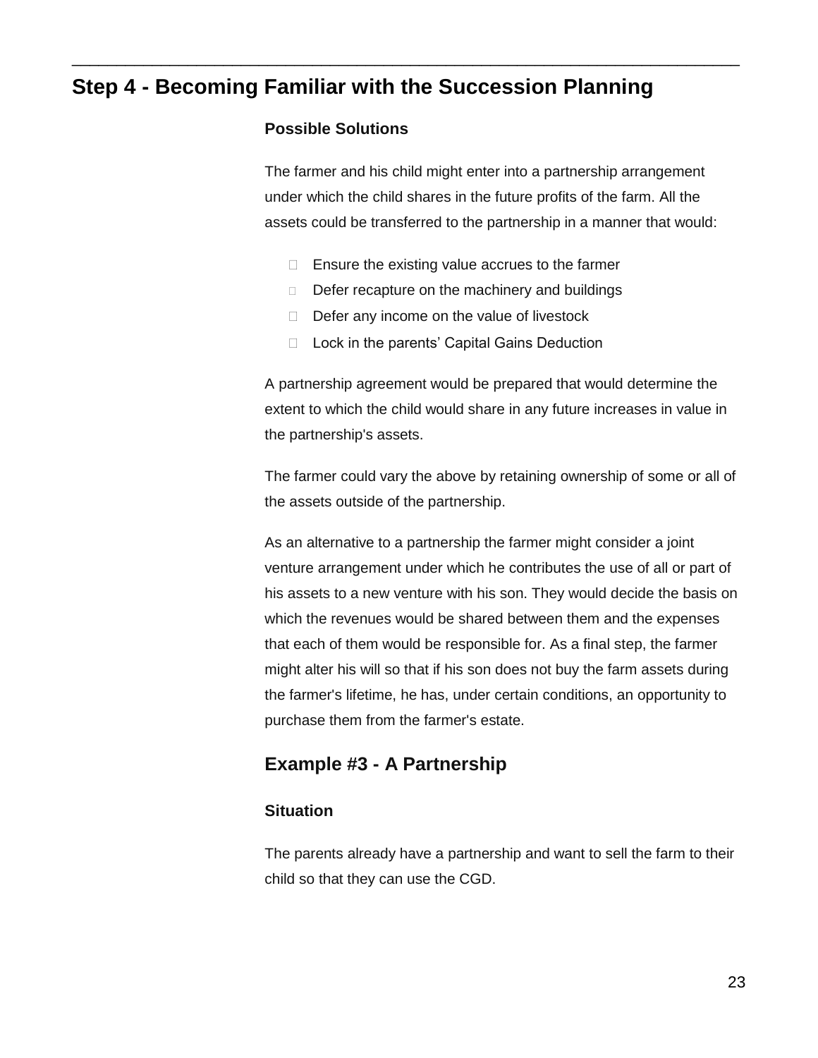# Step 4 - Becoming Familiar with the Succession Planning

### Possible Solutions

The farmer and his child might enter into a partnership arrangement under which the child shares in the future profits of the farm. All the assets could be transferred to the partnership in a manner that would:

- Ensure the existing value accrues to the farmer
- Defer recapture on the machinery and buildings
- Defer any income on the value of livestock
- Lock in the parents' Capital Gains Deduction

A partnership agreement would be prepared that would determine the extent to which the child would share in any future increases in value in the partnership's assets.

The farmer could vary the above by retaining ownership of some or all of the assets outside of the partnership.

As an alternative to a partnership the farmer might consider a joint venture arrangement under which he contributes the use of all or part of his assets to a new venture with his son. They would decide the basis on which the revenues would be shared between them and the expenses that each of them would be responsible for. As a final step, the farmer might alter his will so that if his son does not buy the farm assets during the farmer's lifetime, he has, under certain conditions, an opportunity to purchase them from the farmer's estate.

## Example #3 - A Partnership

### Situation

The parents already have a partnership and want to sell the farm to their child so that they can use the CGD.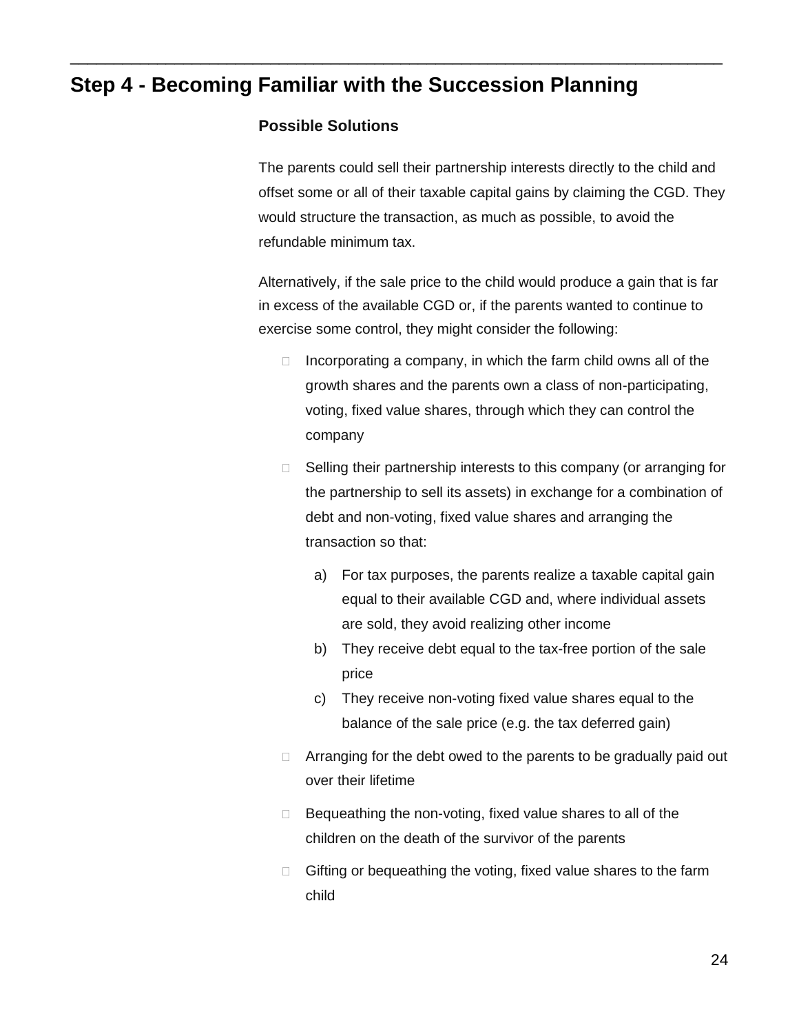## Step 4 - Becoming Familiar with the Succession Planning

### Possible Solutions

The parents could sell their partnership interests directly to the child and offset some or all of their taxable capital gains by claiming the CGD. They would structure the transaction, as much as possible, to avoid the refundable minimum tax.

Alternatively, if the sale price to the child would produce a gain that is far in excess of the available CGD or, if the parents wanted to continue to exercise some control, they might consider the following:

- Incorporating a company, in which the farm child owns all of the growth shares and the parents own a class of non-participating, voting, fixed value shares, through which they can control the company
- Selling their partnership interests to this company (or arranging for the partnership to sell its assets) in exchange for a combination of debt and non-voting, fixed value shares and arranging the transaction so that:
  a) For tax purposes, the parents realize a taxable capital gain equal to their available CGD and, where individual assets are sold, they avoid realizing other income
  b) They receive debt equal to the tax-free portion of the sale price
  c) They receive non-voting fixed value shares equal to the balance of the sale price (e.g. the tax deferred gain)
- Arranging for the debt owed to the parents to be gradually paid out over their lifetime
- Bequeathing the non-voting, fixed value shares to all of the children on the death of the survivor of the parents
- Gifting or bequeathing the voting, fixed value shares to the farm child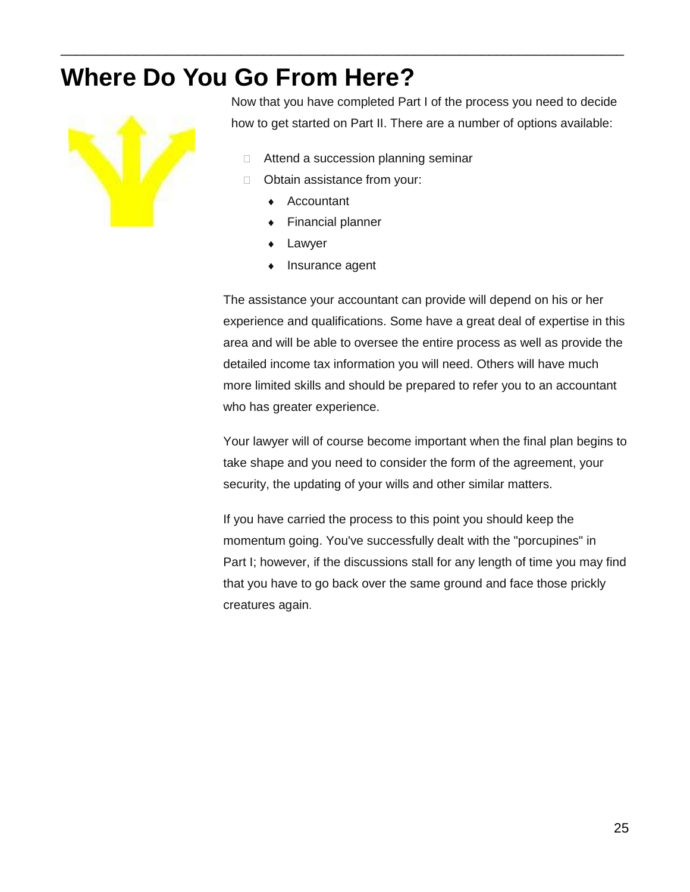# Where Do You Go From Here?

Now that you have completed Part I of the process you need to decide how to get started on Part II. There are a number of options available:

- Attend a succession planning seminar
- Obtain assistance from your:
  - Accountant
  - Financial planner
  - Lawyer
  - Insurance agent

The assistance your accountant can provide will depend on his or her experience and qualifications. Some have a great deal of expertise in this area and will be able to oversee the entire process as well as provide the detailed income tax information you will need. Others will have much more limited skills and should be prepared to refer you to an accountant who has greater experience.

Your lawyer will of course become important when the final plan begins to take shape and you need to consider the form of the agreement, your security, the updating of your wills and other similar matters.

If you have carried the process to this point you should keep the momentum going. You've successfully dealt with the "porcupines" in Part I; however, if the discussions stall for any length of time you may find that you have to go back over the same ground and face those prickly creatures again.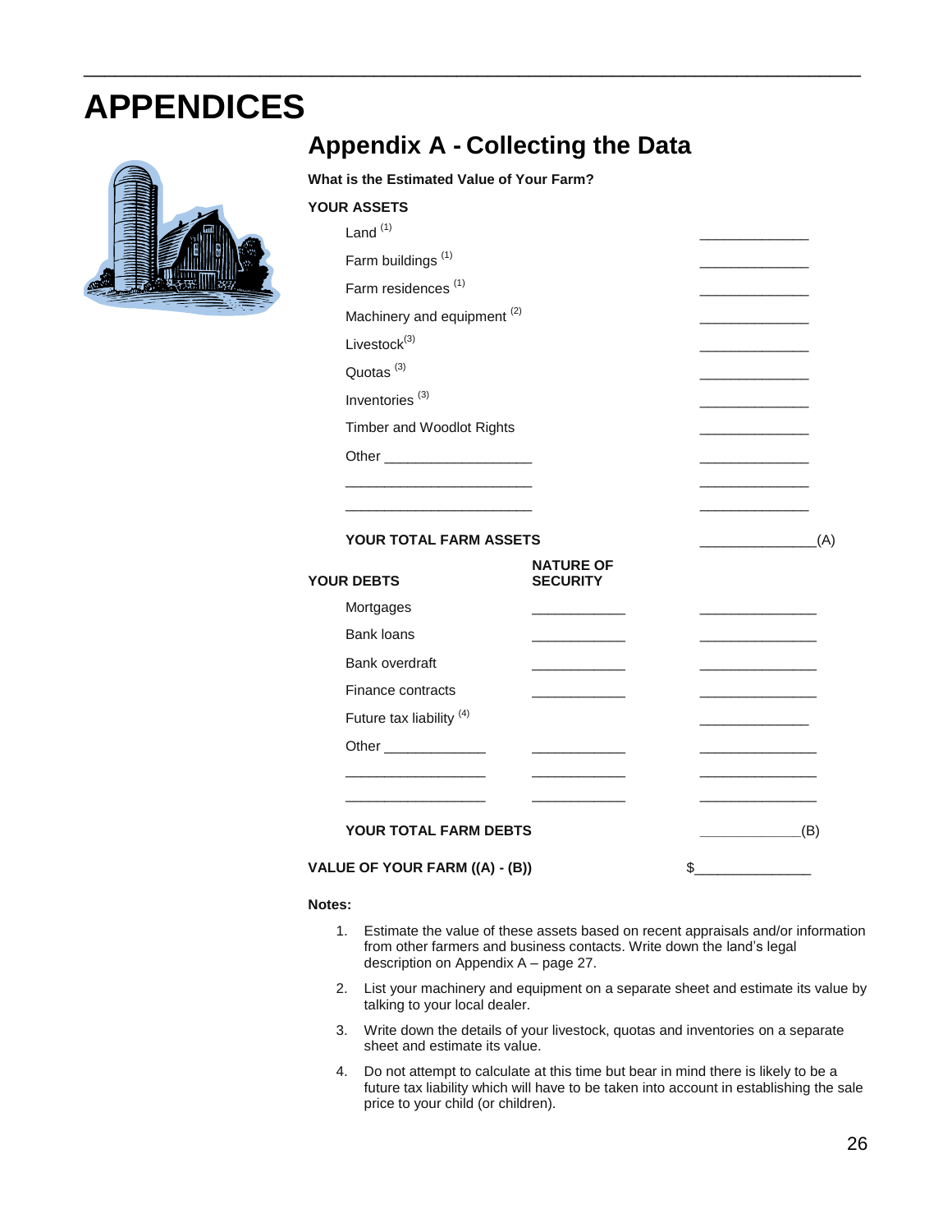# APPENDICES

## Appendix A - Collecting the Data

**What is the Estimated Value of Your Farm?**

**YOUR ASSETS**

| | |
|---|---|
| Land (1) | ______________ |
| Farm buildings (1) | ______________ |
| Farm residences (1) | ______________ |
| Machinery and equipment (2) | ______________ |
| Livestock(3) | ______________ |
| Quotas (3) | ______________ |
| Inventories (3) | ______________ |
| Timber and Woodlot Rights | ______________ |
| Other ___________________ | ______________ |
| ________________________ | ______________ |
| ________________________ | ______________ |
| **YOUR TOTAL FARM ASSETS** | ______________(A) |

| **YOUR DEBTS** | **NATURE OF SECURITY** | |
|---|---|---|
| Mortgages | ____________ | _______________ |
| Bank loans | ____________ | _______________ |
| Bank overdraft | ____________ | _______________ |
| Finance contracts | ____________ | _______________ |
| Future tax liability (4) | | ______________ |
| Other _____________ | ____________ | _______________ |
| __________________ | ____________ | _______________ |
| __________________ | ____________ | _______________ |
| **YOUR TOTAL FARM DEBTS** | | _____________(B) |

**VALUE OF YOUR FARM ((A) - (B))** $_______________

**Notes:**

1. Estimate the value of these assets based on recent appraisals and/or information from other farmers and business contacts. Write down the land's legal description on Appendix A – page 27.
2. List your machinery and equipment on a separate sheet and estimate its value by talking to your local dealer.
3. Write down the details of your livestock, quotas and inventories on a separate sheet and estimate its value.
4. Do not attempt to calculate at this time but bear in mind there is likely to be a future tax liability which will have to be taken into account in establishing the sale price to your child (or children).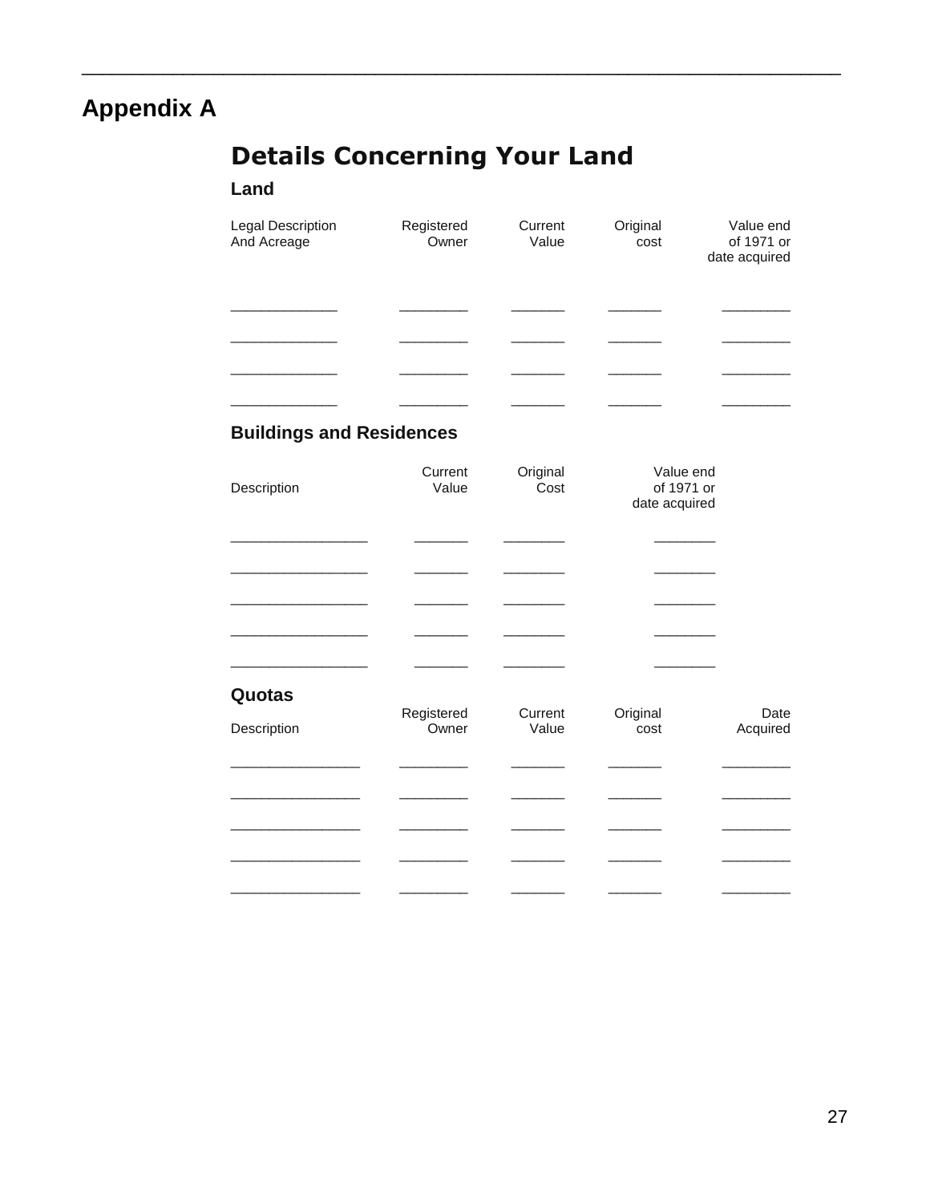# Appendix A

## Details Concerning Your Land

### Land

| Legal Description And Acreage | Registered Owner | Current Value | Original cost | Value end of 1971 or date acquired |
|---|---|---|---|---|
| _____________ | _________ | _______ | _______ | _________ |
| _____________ | _________ | _______ | _______ | _________ |
| _____________ | _________ | _______ | _______ | _________ |
| _____________ | _________ | _______ | _______ | _________ |

### Buildings and Residences

| Description | Current Value | Original Cost | Value end of 1971 or date acquired |
|---|---|---|---|
| _________________ | _______ | ________ | ________ |
| _________________ | _______ | ________ | ________ |
| _________________ | _______ | ________ | ________ |
| _________________ | _______ | ________ | ________ |
| _________________ | _______ | ________ | ________ |

### Quotas

| Description | Registered Owner | Current Value | Original cost | Date Acquired |
|---|---|---|---|---|
| ________________ | _________ | _______ | _______ | _________ |
| ________________ | _________ | _______ | _______ | _________ |
| ________________ | _________ | _______ | _______ | _________ |
| ________________ | _________ | _______ | _______ | _________ |
| ________________ | _________ | _______ | _______ | _________ |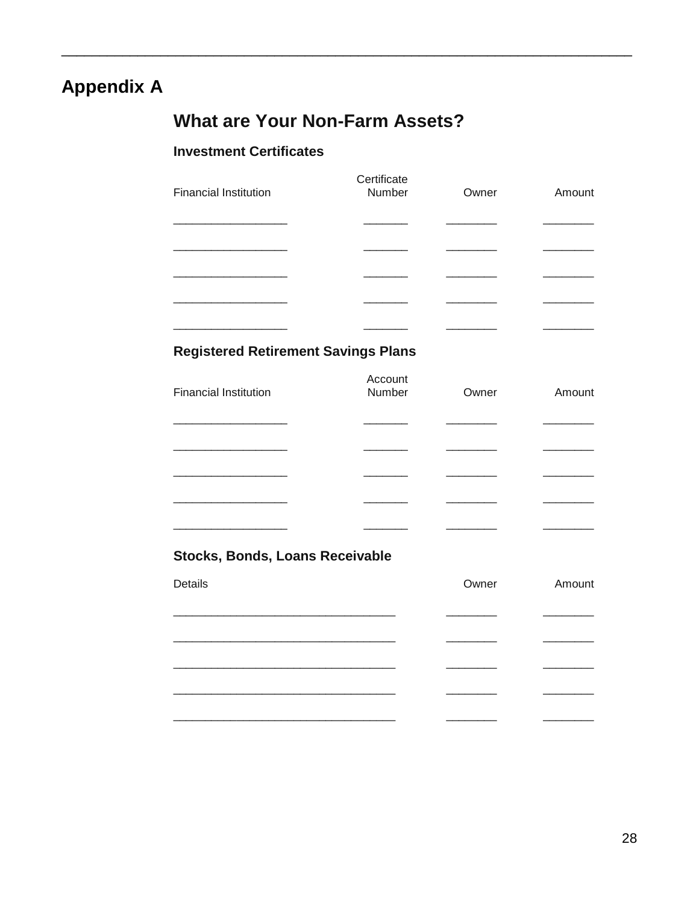# Appendix A

## What are Your Non-Farm Assets?

### Investment Certificates

| Financial Institution | Certificate Number | Owner | Amount |
| --- | --- | --- | --- |
| __________________ | _______ | ________ | ________ |
| __________________ | _______ | ________ | ________ |
| __________________ | _______ | ________ | ________ |
| __________________ | _______ | ________ | ________ |
| __________________ | _______ | ________ | ________ |

### Registered Retirement Savings Plans

| Financial Institution | Account Number | Owner | Amount |
| --- | --- | --- | --- |
| __________________ | _______ | ________ | ________ |
| __________________ | _______ | ________ | ________ |
| __________________ | _______ | ________ | ________ |
| __________________ | _______ | ________ | ________ |
| __________________ | _______ | ________ | ________ |

### Stocks, Bonds, Loans Receivable

| Details | Owner | Amount |
| --- | --- | --- |
| ___________________________________ | ________ | ________ |
| ___________________________________ | ________ | ________ |
| ___________________________________ | ________ | ________ |
| ___________________________________ | ________ | ________ |
| ___________________________________ | ________ | ________ |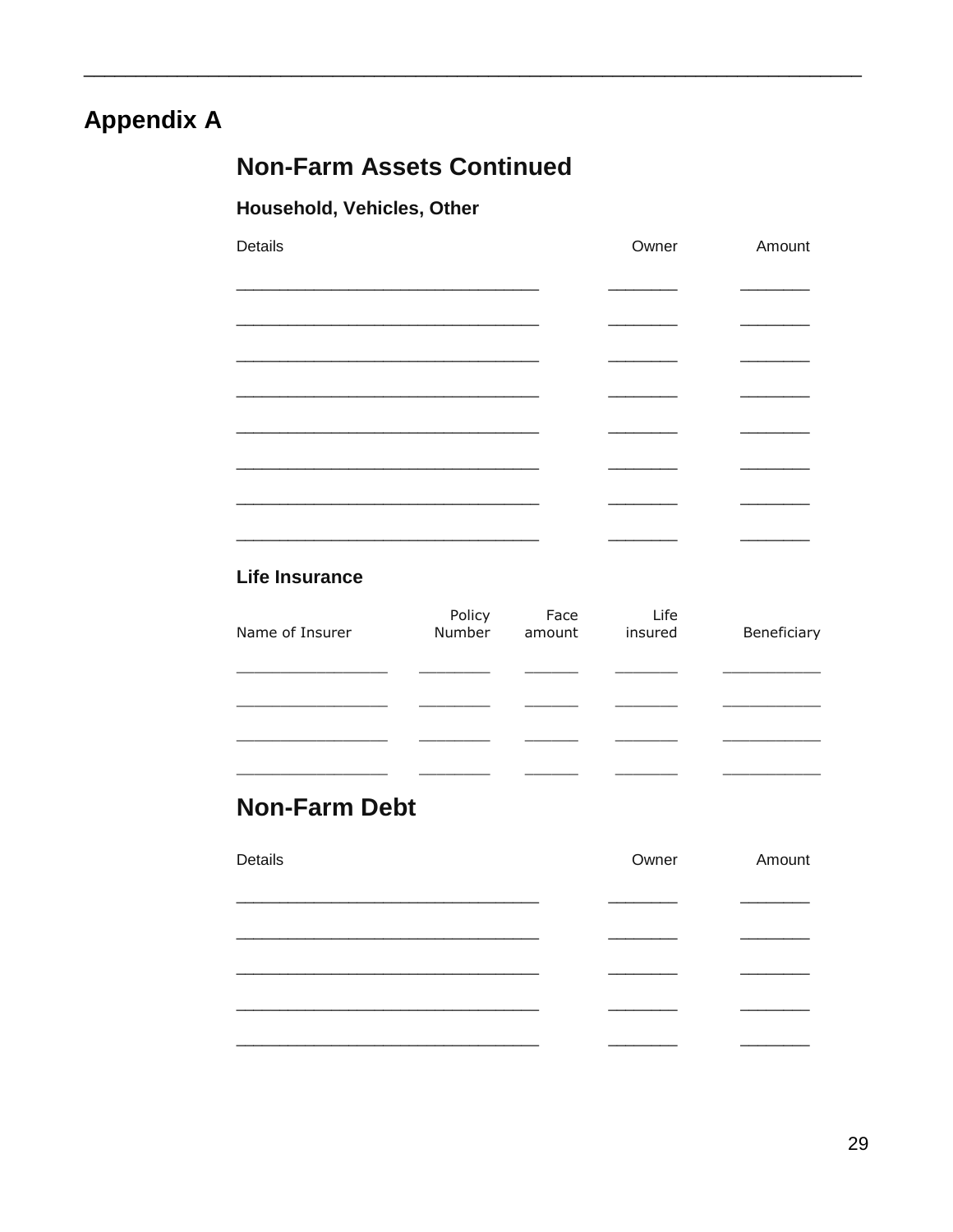# Appendix A

## Non-Farm Assets Continued

### Household, Vehicles, Other

| Details | Owner | Amount |
|---|---|---|
| | | |
| | | |
| | | |
| | | |
| | | |
| | | |
| | | |
| | | |

### Life Insurance

| Name of Insurer | Policy Number | Face amount | Life insured | Beneficiary |
|---|---|---|---|---|
| | | | | |
| | | | | |
| | | | | |
| | | | | |

## Non-Farm Debt

| Details | Owner | Amount |
|---|---|---|
| | | |
| | | |
| | | |
| | | |
| | | |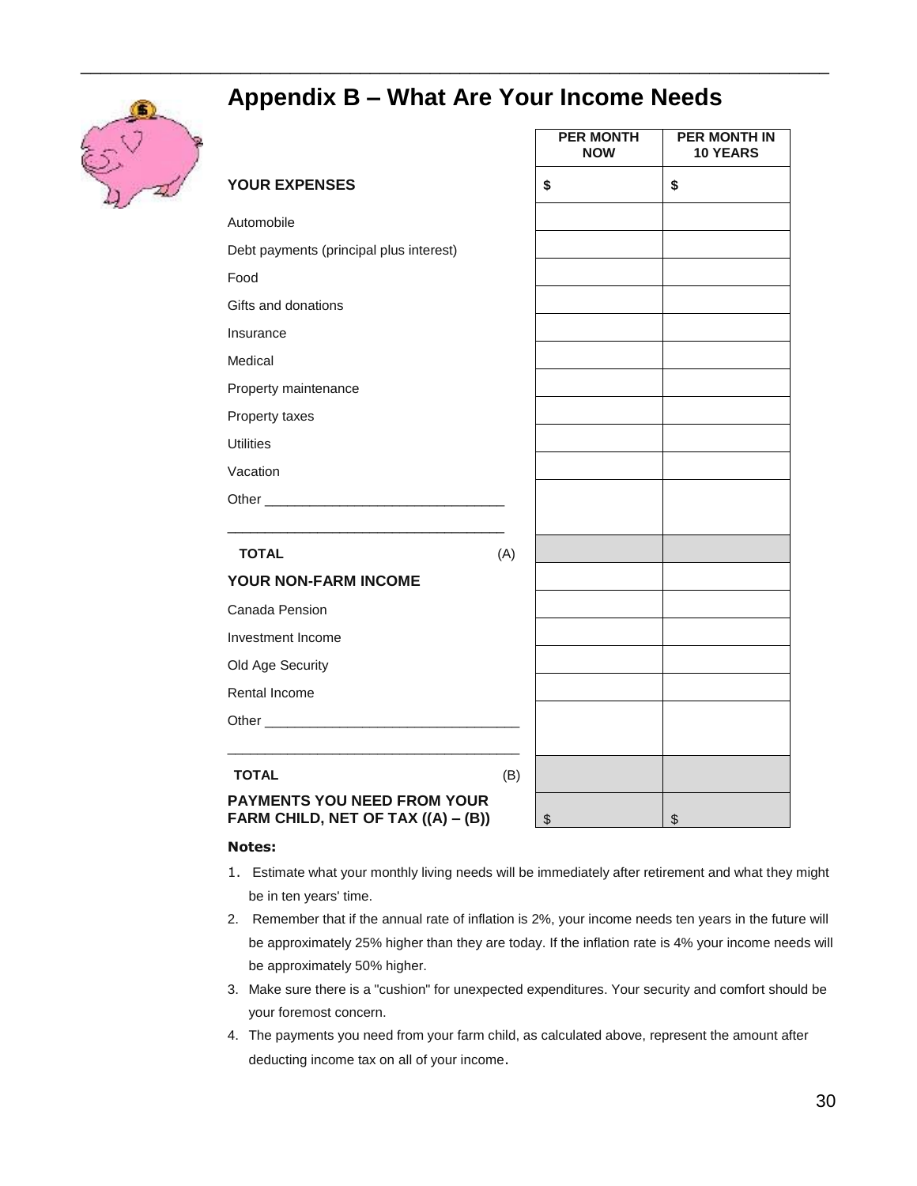# Appendix B – What Are Your Income Needs

| | | PER MONTH NOW | PER MONTH IN 10 YEARS |
|---|---|---|---|
| **YOUR EXPENSES** | | **$** | **$** |
| Automobile | | | |
| Debt payments (principal plus interest) | | | |
| Food | | | |
| Gifts and donations | | | |
| Insurance | | | |
| Medical | | | |
| Property maintenance | | | |
| Property taxes | | | |
| Utilities | | | |
| Vacation | | | |
| Other _______________________________ <br> ____________________________________ | | | |
| **TOTAL** | (A) | | |
| **YOUR NON-FARM INCOME** | | | |
| Canada Pension | | | |
| Investment Income | | | |
| Old Age Security | | | |
| Rental Income | | | |
| Other _________________________________ <br> ______________________________________ | | | |
| **TOTAL** | (B) | | |
| **PAYMENTS YOU NEED FROM YOUR FARM CHILD, NET OF TAX ((A) – (B))** | | $ | $ |

**Notes:**

1. Estimate what your monthly living needs will be immediately after retirement and what they might be in ten years' time.
2. Remember that if the annual rate of inflation is 2%, your income needs ten years in the future will be approximately 25% higher than they are today. If the inflation rate is 4% your income needs will be approximately 50% higher.
3. Make sure there is a "cushion" for unexpected expenditures. Your security and comfort should be your foremost concern.
4. The payments you need from your farm child, as calculated above, represent the amount after deducting income tax on all of your income.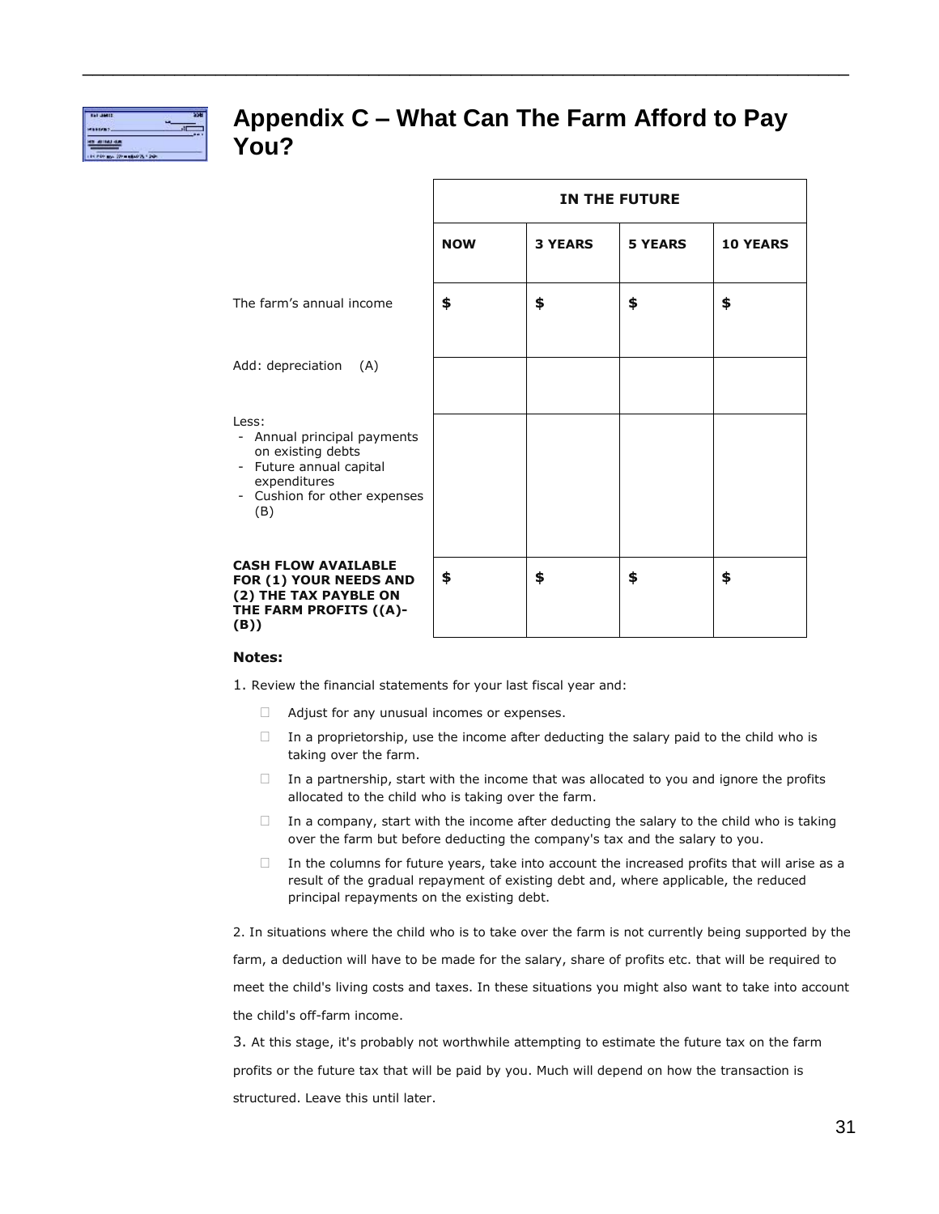# Appendix C – What Can The Farm Afford to Pay You?

| | IN THE FUTURE | | | |
|---|---|---|---|---|
| | **NOW** | **3 YEARS** | **5 YEARS** | **10 YEARS** |
| The farm's annual income | **$** | **$** | **$** | **$** |
| Add: depreciation (A) | | | | |
| Less:<br>- Annual principal payments on existing debts<br>- Future annual capital expenditures<br>- Cushion for other expenses (B) | | | | |
| **CASH FLOW AVAILABLE FOR (1) YOUR NEEDS AND (2) THE TAX PAYBLE ON THE FARM PROFITS ((A)-(B))** | **$** | **$** | **$** | **$** |

**Notes:**

1. Review the financial statements for your last fiscal year and:

- Adjust for any unusual incomes or expenses.
- In a proprietorship, use the income after deducting the salary paid to the child who is taking over the farm.
- In a partnership, start with the income that was allocated to you and ignore the profits allocated to the child who is taking over the farm.
- In a company, start with the income after deducting the salary to the child who is taking over the farm but before deducting the company's tax and the salary to you.
- In the columns for future years, take into account the increased profits that will arise as a result of the gradual repayment of existing debt and, where applicable, the reduced principal repayments on the existing debt.

2. In situations where the child who is to take over the farm is not currently being supported by the farm, a deduction will have to be made for the salary, share of profits etc. that will be required to meet the child's living costs and taxes. In these situations you might also want to take into account the child's off-farm income.

3. At this stage, it's probably not worthwhile attempting to estimate the future tax on the farm profits or the future tax that will be paid by you. Much will depend on how the transaction is structured. Leave this until later.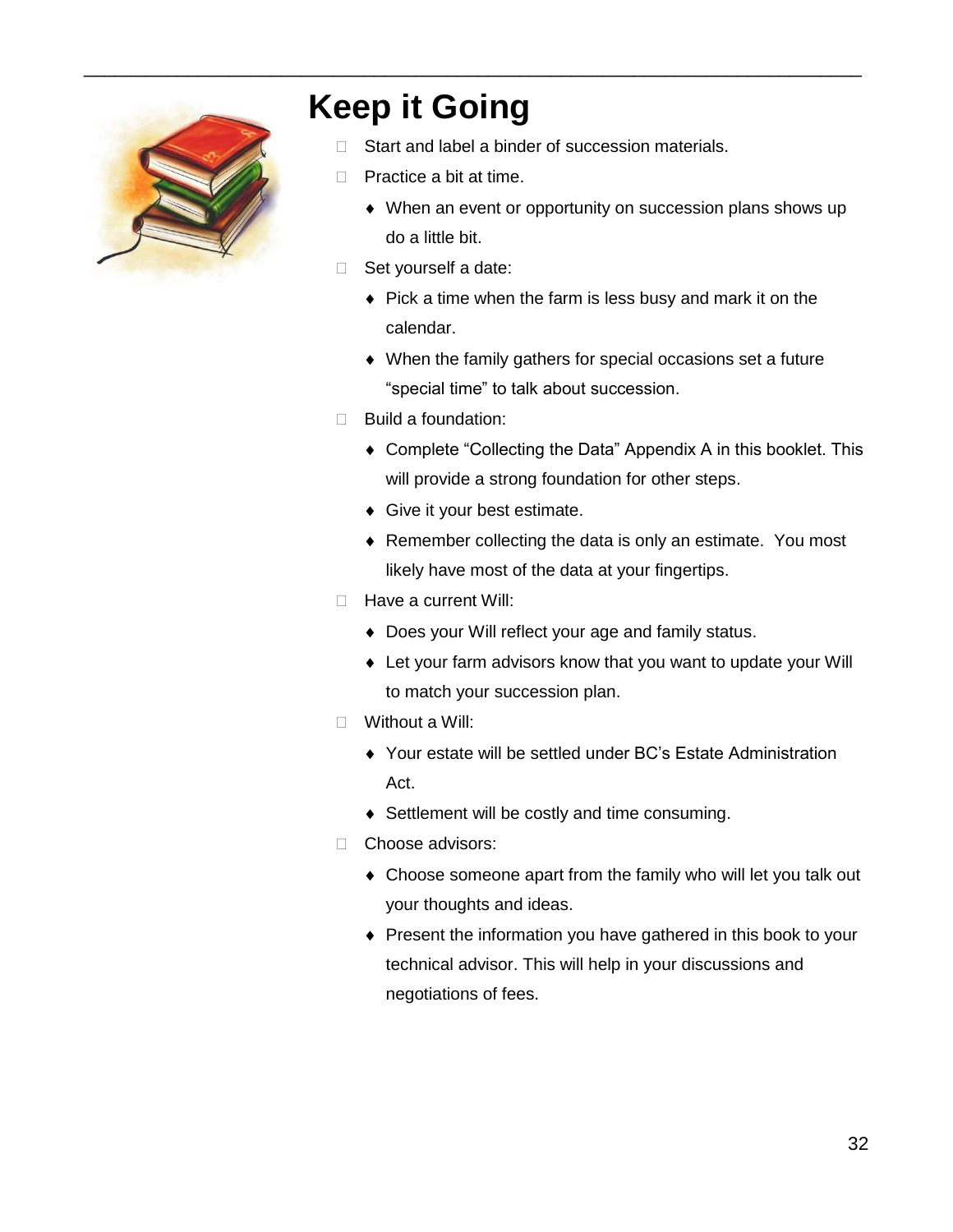# Keep it Going

- Start and label a binder of succession materials.
- Practice a bit at time.
  - When an event or opportunity on succession plans shows up do a little bit.
- Set yourself a date:
  - Pick a time when the farm is less busy and mark it on the calendar.
  - When the family gathers for special occasions set a future "special time" to talk about succession.
- Build a foundation:
  - Complete "Collecting the Data" Appendix A in this booklet. This will provide a strong foundation for other steps.
  - Give it your best estimate.
  - Remember collecting the data is only an estimate. You most likely have most of the data at your fingertips.
- Have a current Will:
  - Does your Will reflect your age and family status.
  - Let your farm advisors know that you want to update your Will to match your succession plan.
- Without a Will:
  - Your estate will be settled under BC's Estate Administration Act.
  - Settlement will be costly and time consuming.
- Choose advisors:
  - Choose someone apart from the family who will let you talk out your thoughts and ideas.
  - Present the information you have gathered in this book to your technical advisor. This will help in your discussions and negotiations of fees.